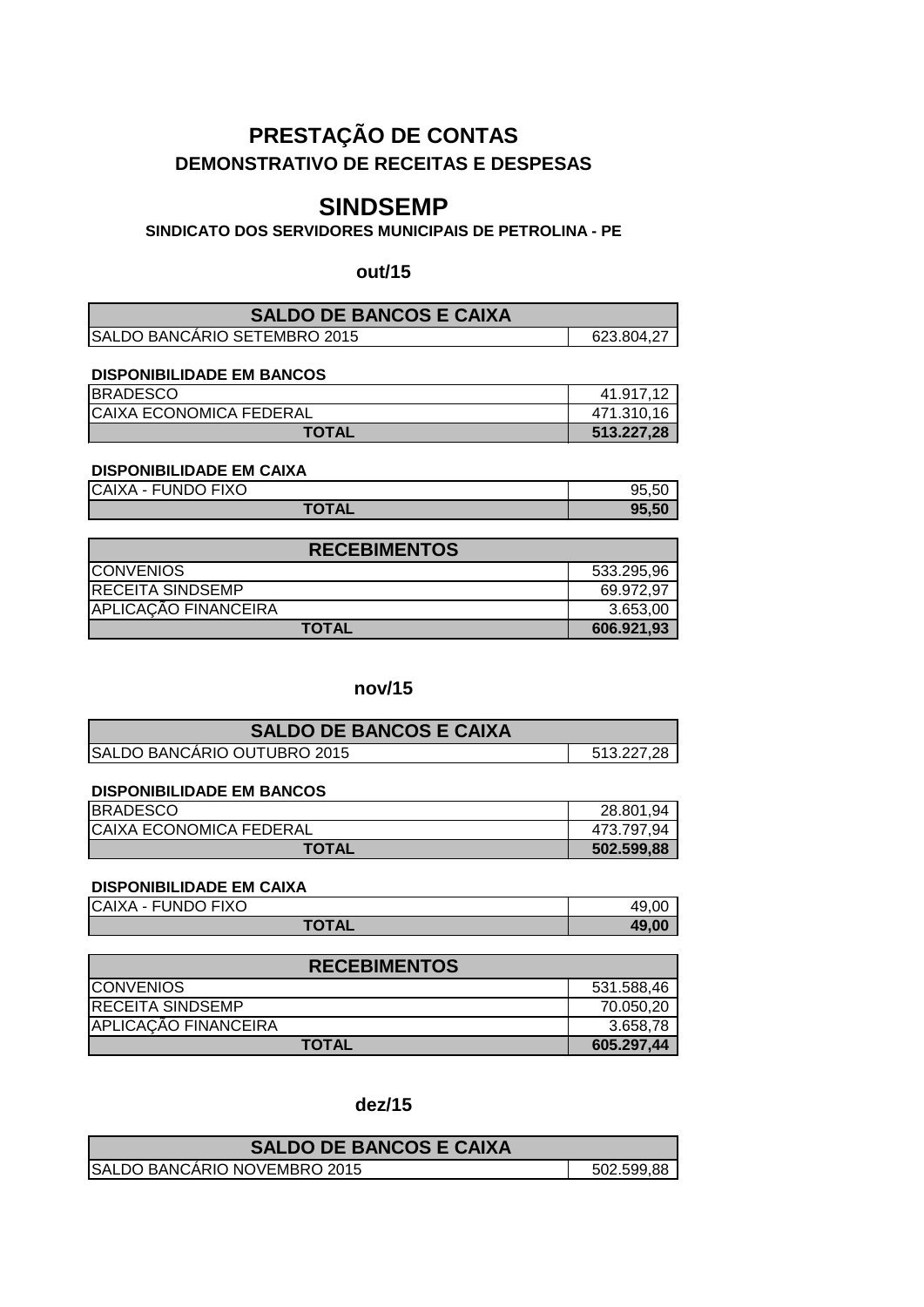# PRESTAÇÃO DE CONTAS

## DEMONSTRATIVO DE RECEITAS E DESPESAS

# SINDSEMP

### SINDICATO DOS SERVIDORES MUNICIPAIS DE PETROLINA - PE

## out/15

| SALDO DE BANCOS E CAIXA | |
|---|---|
| SALDO BANCÁRIO SETEMBRO 2015 | 623.804,27 |

**DISPONIBILIDADE EM BANCOS**

| | |
|---|---|
| BRADESCO | 41.917,12 |
| CAIXA ECONOMICA FEDERAL | 471.310,16 |
| **TOTAL** | **513.227,28** |

**DISPONIBILIDADE EM CAIXA**

| | |
|---|---|
| CAIXA - FUNDO FIXO | 95,50 |
| **TOTAL** | **95,50** |

| RECEBIMENTOS | |
|---|---|
| CONVENIOS | 533.295,96 |
| RECEITA SINDSEMP | 69.972,97 |
| APLICAÇÃO FINANCEIRA | 3.653,00 |
| **TOTAL** | **606.921,93** |

## nov/15

| SALDO DE BANCOS E CAIXA | |
|---|---|
| SALDO BANCÁRIO OUTUBRO 2015 | 513.227,28 |

**DISPONIBILIDADE EM BANCOS**

| | |
|---|---|
| BRADESCO | 28.801,94 |
| CAIXA ECONOMICA FEDERAL | 473.797,94 |
| **TOTAL** | **502.599,88** |

**DISPONIBILIDADE EM CAIXA**

| | |
|---|---|
| CAIXA - FUNDO FIXO | 49,00 |
| **TOTAL** | **49,00** |

| RECEBIMENTOS | |
|---|---|
| CONVENIOS | 531.588,46 |
| RECEITA SINDSEMP | 70.050,20 |
| APLICAÇÃO FINANCEIRA | 3.658,78 |
| **TOTAL** | **605.297,44** |

## dez/15

| SALDO DE BANCOS E CAIXA | |
|---|---|
| SALDO BANCÁRIO NOVEMBRO 2015 | 502.599,88 |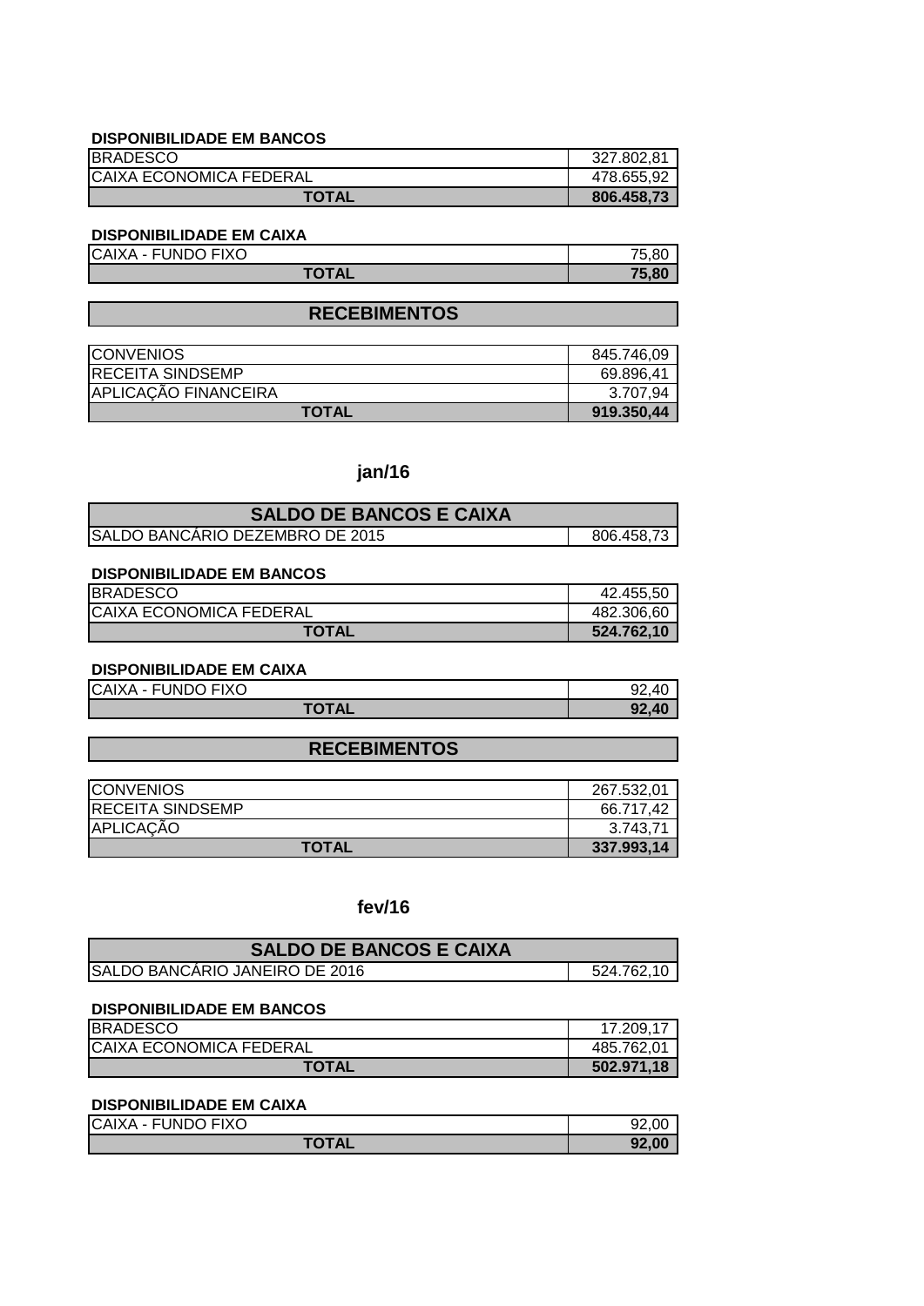**DISPONIBILIDADE EM BANCOS**

| | |
|---|---|
| BRADESCO | 327.802,81 |
| CAIXA ECONOMICA FEDERAL | 478.655,92 |
| **TOTAL** | **806.458,73** |

**DISPONIBILIDADE EM CAIXA**

| | |
|---|---|
| CAIXA - FUNDO FIXO | 75,80 |
| **TOTAL** | **75,80** |

| **RECEBIMENTOS** | |
|---|---|
| CONVENIOS | 845.746,09 |
| RECEITA SINDSEMP | 69.896,41 |
| APLICAÇÃO FINANCEIRA | 3.707,94 |
| **TOTAL** | **919.350,44** |

## jan/16

| **SALDO DE BANCOS E CAIXA** | |
|---|---|
| SALDO BANCÁRIO DEZEMBRO DE 2015 | 806.458,73 |

**DISPONIBILIDADE EM BANCOS**

| | |
|---|---|
| BRADESCO | 42.455,50 |
| CAIXA ECONOMICA FEDERAL | 482.306,60 |
| **TOTAL** | **524.762,10** |

**DISPONIBILIDADE EM CAIXA**

| | |
|---|---|
| CAIXA - FUNDO FIXO | 92,40 |
| **TOTAL** | **92,40** |

| **RECEBIMENTOS** | |
|---|---|
| CONVENIOS | 267.532,01 |
| RECEITA SINDSEMP | 66.717,42 |
| APLICAÇÃO | 3.743,71 |
| **TOTAL** | **337.993,14** |

## fev/16

| **SALDO DE BANCOS E CAIXA** | |
|---|---|
| SALDO BANCÁRIO JANEIRO DE 2016 | 524.762,10 |

**DISPONIBILIDADE EM BANCOS**

| | |
|---|---|
| BRADESCO | 17.209,17 |
| CAIXA ECONOMICA FEDERAL | 485.762,01 |
| **TOTAL** | **502.971,18** |

**DISPONIBILIDADE EM CAIXA**

| | |
|---|---|
| CAIXA - FUNDO FIXO | 92,00 |
| **TOTAL** | **92,00** |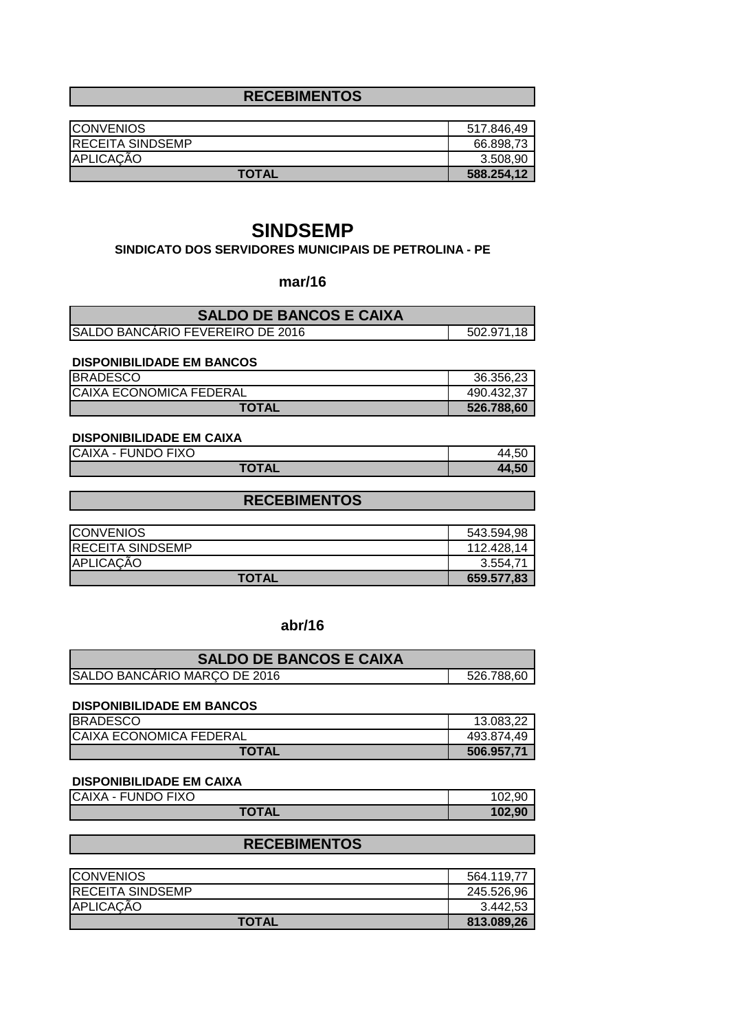| RECEBIMENTOS | |
|---|---|
| CONVENIOS | 517.846,49 |
| RECEITA SINDSEMP | 66.898,73 |
| APLICAÇÃO | 3.508,90 |
| **TOTAL** | **588.254,12** |

# SINDSEMP

**SINDICATO DOS SERVIDORES MUNICIPAIS DE PETROLINA - PE**

## mar/16

| SALDO DE BANCOS E CAIXA | |
|---|---|
| SALDO BANCÁRIO FEVEREIRO DE 2016 | 502.971,18 |

**DISPONIBILIDADE EM BANCOS**

| | |
|---|---|
| BRADESCO | 36.356,23 |
| CAIXA ECONOMICA FEDERAL | 490.432,37 |
| **TOTAL** | **526.788,60** |

**DISPONIBILIDADE EM CAIXA**

| | |
|---|---|
| CAIXA - FUNDO FIXO | 44,50 |
| **TOTAL** | **44,50** |

| RECEBIMENTOS | |
|---|---|
| CONVENIOS | 543.594,98 |
| RECEITA SINDSEMP | 112.428,14 |
| APLICAÇÃO | 3.554,71 |
| **TOTAL** | **659.577,83** |

## abr/16

| SALDO DE BANCOS E CAIXA | |
|---|---|
| SALDO BANCÁRIO MARÇO DE 2016 | 526.788,60 |

**DISPONIBILIDADE EM BANCOS**

| | |
|---|---|
| BRADESCO | 13.083,22 |
| CAIXA ECONOMICA FEDERAL | 493.874,49 |
| **TOTAL** | **506.957,71** |

**DISPONIBILIDADE EM CAIXA**

| | |
|---|---|
| CAIXA - FUNDO FIXO | 102,90 |
| **TOTAL** | **102,90** |

| RECEBIMENTOS | |
|---|---|
| CONVENIOS | 564.119,77 |
| RECEITA SINDSEMP | 245.526,96 |
| APLICAÇÃO | 3.442,53 |
| **TOTAL** | **813.089,26** |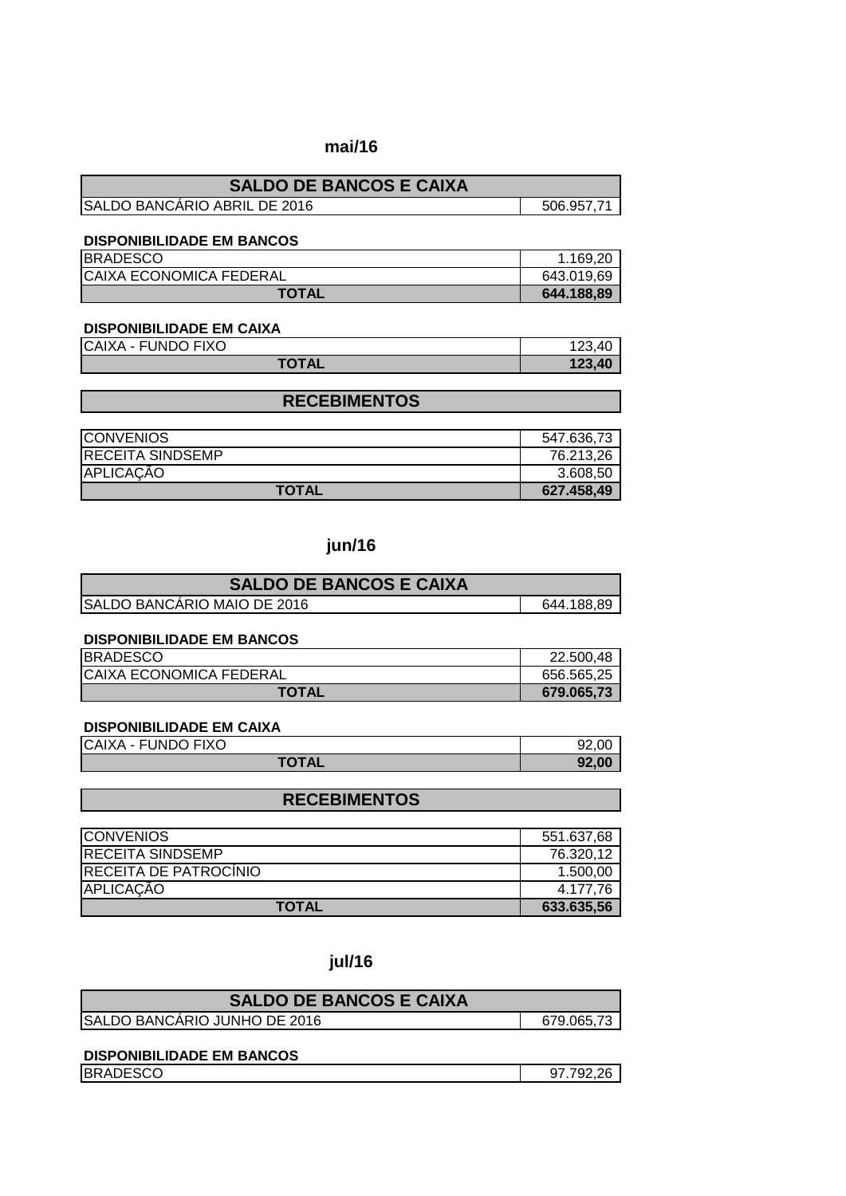## mai/16

| SALDO DE BANCOS E CAIXA | |
|---|---|
| SALDO BANCÁRIO ABRIL DE 2016 | 506.957,71 |

**DISPONIBILIDADE EM BANCOS**

| | |
|---|---|
| BRADESCO | 1.169,20 |
| CAIXA ECONOMICA FEDERAL | 643.019,69 |
| **TOTAL** | **644.188,89** |

**DISPONIBILIDADE EM CAIXA**

| | |
|---|---|
| CAIXA - FUNDO FIXO | 123,40 |
| **TOTAL** | **123,40** |

| RECEBIMENTOS | |
|---|---|
| CONVENIOS | 547.636,73 |
| RECEITA SINDSEMP | 76.213,26 |
| APLICAÇÃO | 3.608,50 |
| **TOTAL** | **627.458,49** |

## jun/16

| SALDO DE BANCOS E CAIXA | |
|---|---|
| SALDO BANCÁRIO MAIO DE 2016 | 644.188,89 |

**DISPONIBILIDADE EM BANCOS**

| | |
|---|---|
| BRADESCO | 22.500,48 |
| CAIXA ECONOMICA FEDERAL | 656.565,25 |
| **TOTAL** | **679.065,73** |

**DISPONIBILIDADE EM CAIXA**

| | |
|---|---|
| CAIXA - FUNDO FIXO | 92,00 |
| **TOTAL** | **92,00** |

| RECEBIMENTOS | |
|---|---|
| CONVENIOS | 551.637,68 |
| RECEITA SINDSEMP | 76.320,12 |
| RECEITA DE PATROCÍNIO | 1.500,00 |
| APLICAÇÃO | 4.177,76 |
| **TOTAL** | **633.635,56** |

## jul/16

| SALDO DE BANCOS E CAIXA | |
|---|---|
| SALDO BANCÁRIO JUNHO DE 2016 | 679.065,73 |

**DISPONIBILIDADE EM BANCOS**

| | |
|---|---|
| BRADESCO | 97.792,26 |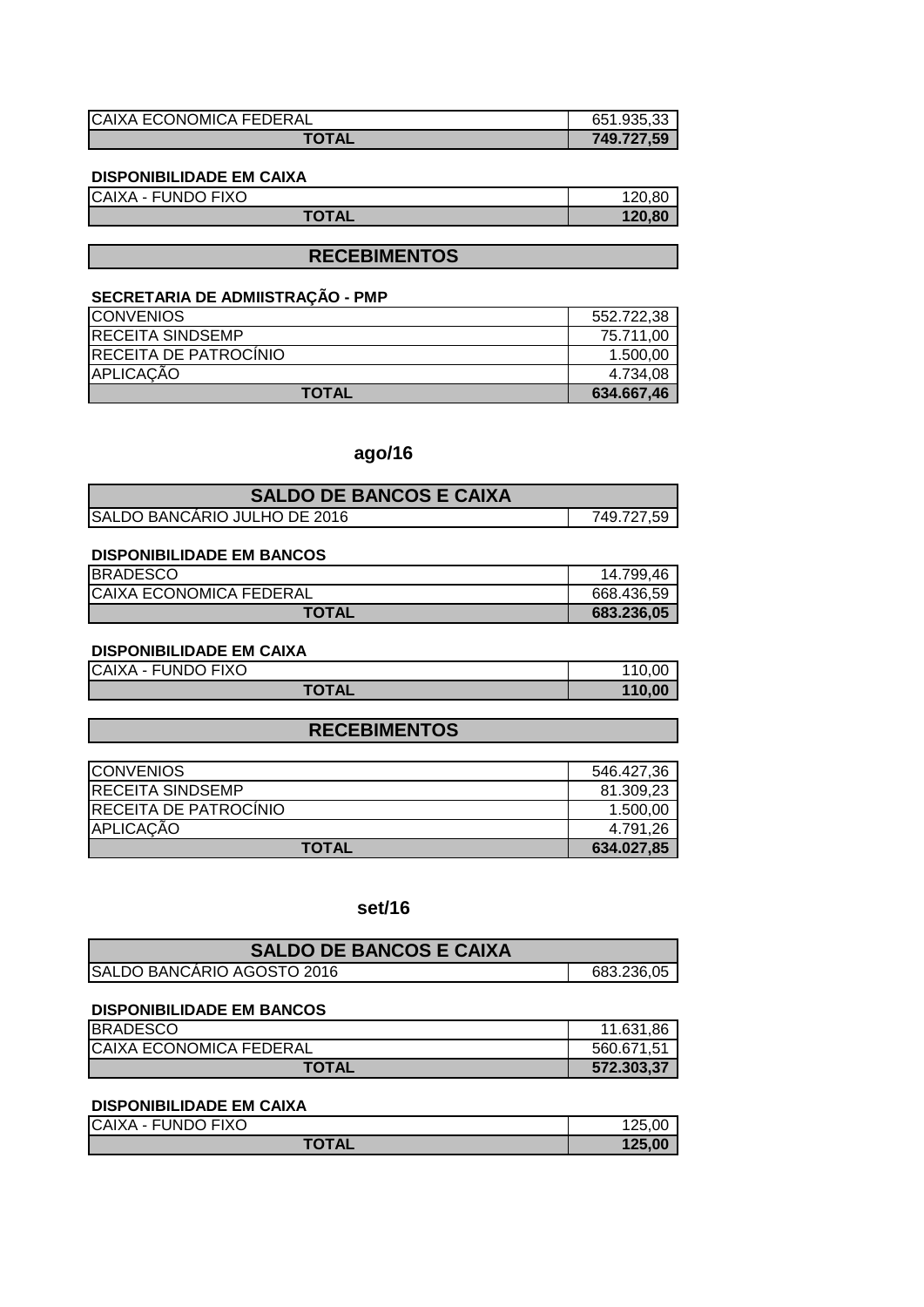| | |
|---|---|
| CAIXA ECONOMICA FEDERAL | 651.935,33 |
| **TOTAL** | **749.727,59** |

**DISPONIBILIDADE EM CAIXA**

| | |
|---|---|
| CAIXA - FUNDO FIXO | 120,80 |
| **TOTAL** | **120,80** |

## RECEBIMENTOS

**SECRETARIA DE ADMIISTRAÇÃO - PMP**

| | |
|---|---|
| CONVENIOS | 552.722,38 |
| RECEITA SINDSEMP | 75.711,00 |
| RECEITA DE PATROCÍNIO | 1.500,00 |
| APLICAÇÃO | 4.734,08 |
| **TOTAL** | **634.667,46** |

## ago/16

| SALDO DE BANCOS E CAIXA | |
|---|---|
| SALDO BANCÁRIO JULHO DE 2016 | 749.727,59 |

**DISPONIBILIDADE EM BANCOS**

| | |
|---|---|
| BRADESCO | 14.799,46 |
| CAIXA ECONOMICA FEDERAL | 668.436,59 |
| **TOTAL** | **683.236,05** |

**DISPONIBILIDADE EM CAIXA**

| | |
|---|---|
| CAIXA - FUNDO FIXO | 110,00 |
| **TOTAL** | **110,00** |

## RECEBIMENTOS

| | |
|---|---|
| CONVENIOS | 546.427,36 |
| RECEITA SINDSEMP | 81.309,23 |
| RECEITA DE PATROCÍNIO | 1.500,00 |
| APLICAÇÃO | 4.791,26 |
| **TOTAL** | **634.027,85** |

## set/16

| SALDO DE BANCOS E CAIXA | |
|---|---|
| SALDO BANCÁRIO AGOSTO 2016 | 683.236,05 |

**DISPONIBILIDADE EM BANCOS**

| | |
|---|---|
| BRADESCO | 11.631,86 |
| CAIXA ECONOMICA FEDERAL | 560.671,51 |
| **TOTAL** | **572.303,37** |

**DISPONIBILIDADE EM CAIXA**

| | |
|---|---|
| CAIXA - FUNDO FIXO | 125,00 |
| **TOTAL** | **125,00** |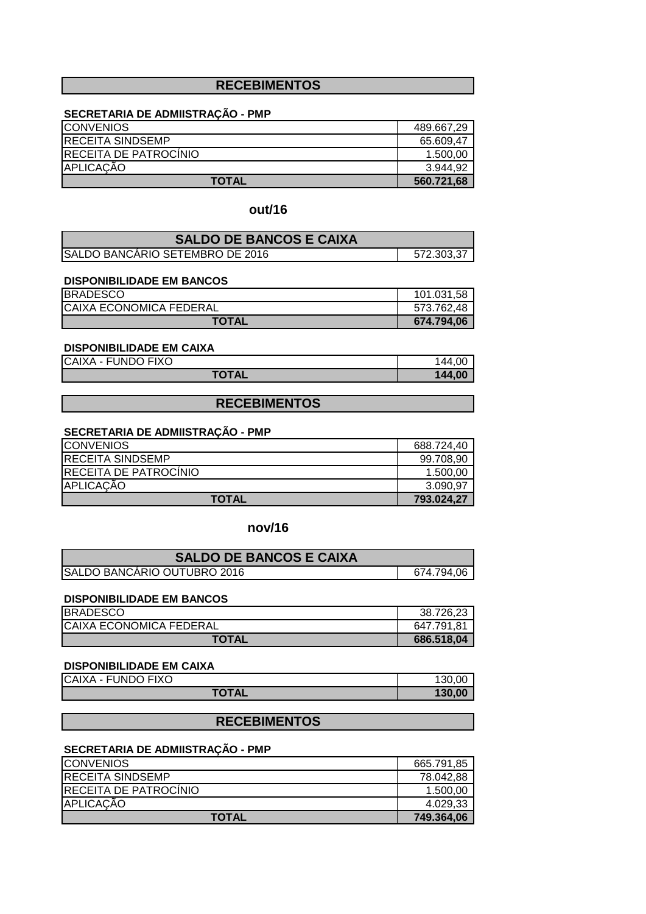## RECEBIMENTOS

**SECRETARIA DE ADMIISTRAÇÃO - PMP**

| | |
|---|---|
| CONVENIOS | 489.667,29 |
| RECEITA SINDSEMP | 65.609,47 |
| RECEITA DE PATROCÍNIO | 1.500,00 |
| APLICAÇÃO | 3.944,92 |
| **TOTAL** | **560.721,68** |

## out/16

| SALDO DE BANCOS E CAIXA | |
|---|---|
| SALDO BANCÁRIO SETEMBRO DE 2016 | 572.303,37 |

**DISPONIBILIDADE EM BANCOS**

| | |
|---|---|
| BRADESCO | 101.031,58 |
| CAIXA ECONOMICA FEDERAL | 573.762,48 |
| **TOTAL** | **674.794,06** |

**DISPONIBILIDADE EM CAIXA**

| | |
|---|---|
| CAIXA - FUNDO FIXO | 144,00 |
| **TOTAL** | **144,00** |

## RECEBIMENTOS

**SECRETARIA DE ADMIISTRAÇÃO - PMP**

| | |
|---|---|
| CONVENIOS | 688.724,40 |
| RECEITA SINDSEMP | 99.708,90 |
| RECEITA DE PATROCÍNIO | 1.500,00 |
| APLICAÇÃO | 3.090,97 |
| **TOTAL** | **793.024,27** |

## nov/16

| SALDO DE BANCOS E CAIXA | |
|---|---|
| SALDO BANCÁRIO OUTUBRO 2016 | 674.794,06 |

**DISPONIBILIDADE EM BANCOS**

| | |
|---|---|
| BRADESCO | 38.726,23 |
| CAIXA ECONOMICA FEDERAL | 647.791,81 |
| **TOTAL** | **686.518,04** |

**DISPONIBILIDADE EM CAIXA**

| | |
|---|---|
| CAIXA - FUNDO FIXO | 130,00 |
| **TOTAL** | **130,00** |

## RECEBIMENTOS

**SECRETARIA DE ADMIISTRAÇÃO - PMP**

| | |
|---|---|
| CONVENIOS | 665.791,85 |
| RECEITA SINDSEMP | 78.042,88 |
| RECEITA DE PATROCÍNIO | 1.500,00 |
| APLICAÇÃO | 4.029,33 |
| **TOTAL** | **749.364,06** |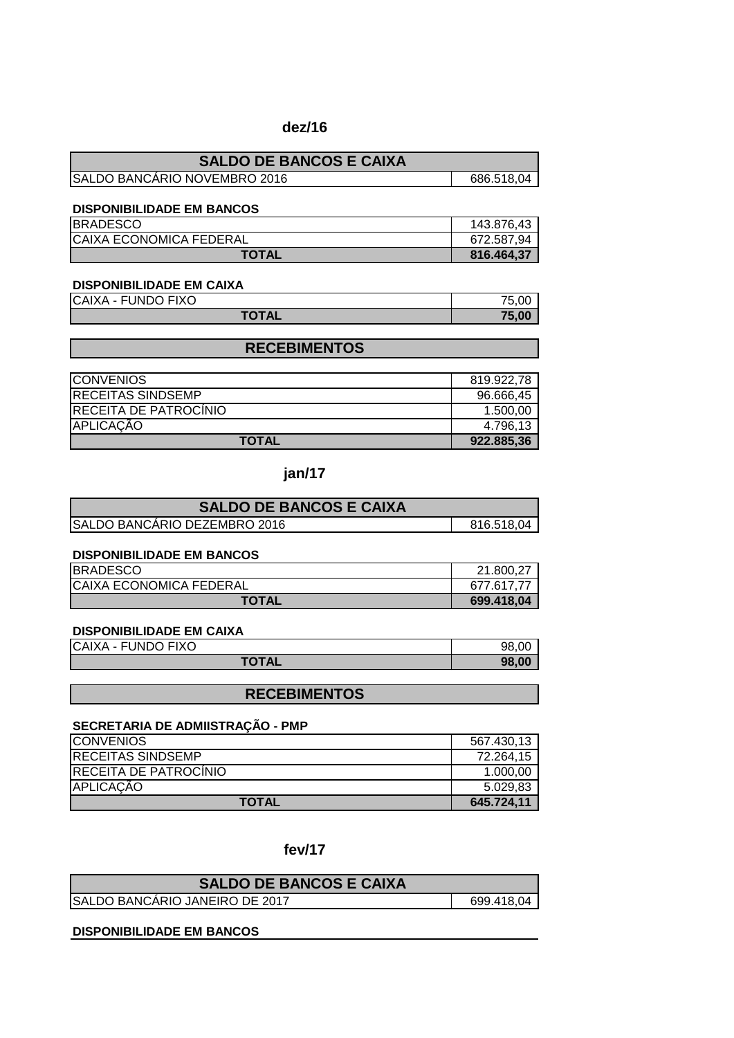## dez/16

| SALDO DE BANCOS E CAIXA | |
|---|---|
| SALDO BANCÁRIO NOVEMBRO 2016 | 686.518,04 |

**DISPONIBILIDADE EM BANCOS**

| | |
|---|---|
| BRADESCO | 143.876,43 |
| CAIXA ECONOMICA FEDERAL | 672.587,94 |
| **TOTAL** | **816.464,37** |

**DISPONIBILIDADE EM CAIXA**

| | |
|---|---|
| CAIXA - FUNDO FIXO | 75,00 |
| **TOTAL** | **75,00** |

**RECEBIMENTOS**

| | |
|---|---|
| CONVENIOS | 819.922,78 |
| RECEITAS SINDSEMP | 96.666,45 |
| RECEITA DE PATROCÍNIO | 1.500,00 |
| APLICAÇÃO | 4.796,13 |
| **TOTAL** | **922.885,36** |

## jan/17

| SALDO DE BANCOS E CAIXA | |
|---|---|
| SALDO BANCÁRIO DEZEMBRO 2016 | 816.518,04 |

**DISPONIBILIDADE EM BANCOS**

| | |
|---|---|
| BRADESCO | 21.800,27 |
| CAIXA ECONOMICA FEDERAL | 677.617,77 |
| **TOTAL** | **699.418,04** |

**DISPONIBILIDADE EM CAIXA**

| | |
|---|---|
| CAIXA - FUNDO FIXO | 98,00 |
| **TOTAL** | **98,00** |

**RECEBIMENTOS**

**SECRETARIA DE ADMIISTRAÇÃO - PMP**

| | |
|---|---|
| CONVENIOS | 567.430,13 |
| RECEITAS SINDSEMP | 72.264,15 |
| RECEITA DE PATROCÍNIO | 1.000,00 |
| APLICAÇÃO | 5.029,83 |
| **TOTAL** | **645.724,11** |

## fev/17

| SALDO DE BANCOS E CAIXA | |
|---|---|
| SALDO BANCÁRIO JANEIRO DE 2017 | 699.418,04 |

**DISPONIBILIDADE EM BANCOS**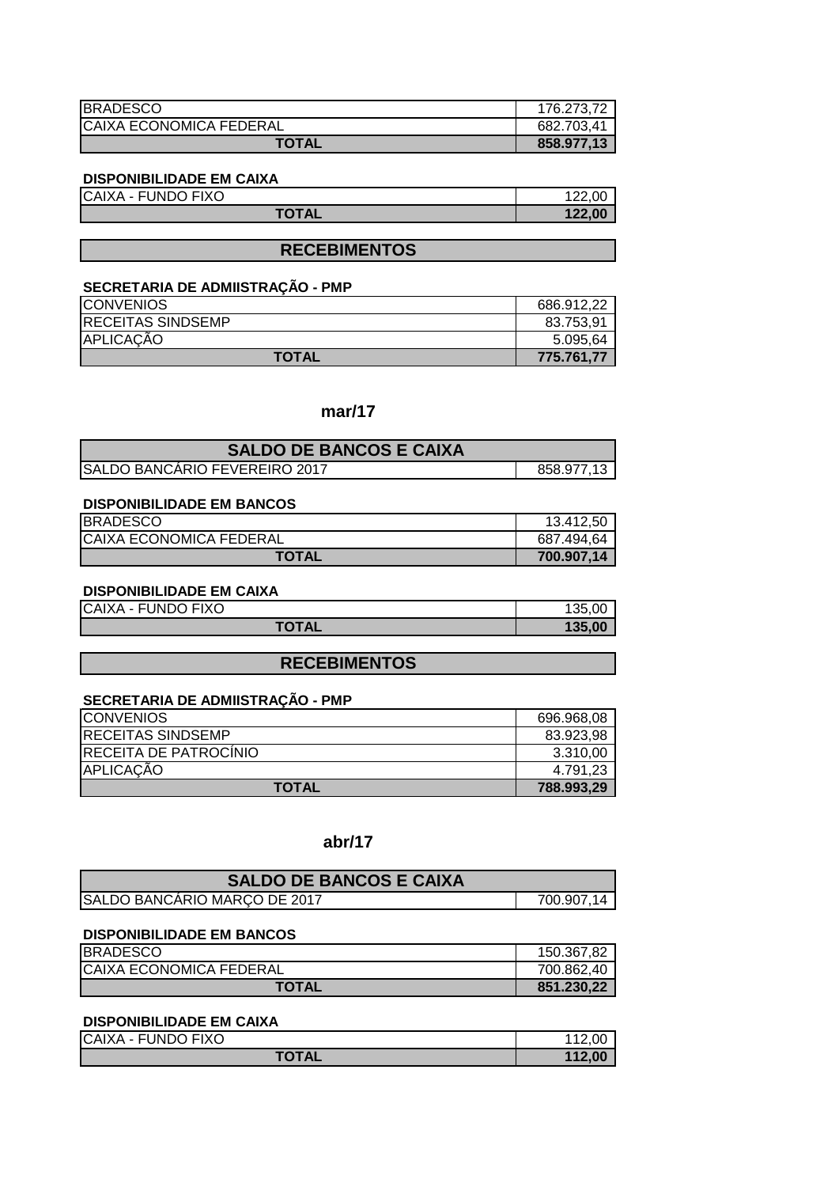| | |
|---|---|
| BRADESCO | 176.273,72 |
| CAIXA ECONOMICA FEDERAL | 682.703,41 |
| **TOTAL** | **858.977,13** |

**DISPONIBILIDADE EM CAIXA**

| | |
|---|---|
| CAIXA - FUNDO FIXO | 122,00 |
| **TOTAL** | **122,00** |

## RECEBIMENTOS

**SECRETARIA DE ADMIISTRAÇÃO - PMP**

| | |
|---|---|
| CONVENIOS | 686.912,22 |
| RECEITAS SINDSEMP | 83.753,91 |
| APLICAÇÃO | 5.095,64 |
| **TOTAL** | **775.761,77** |

## mar/17

| SALDO DE BANCOS E CAIXA | |
|---|---|
| SALDO BANCÁRIO FEVEREIRO 2017 | 858.977,13 |

**DISPONIBILIDADE EM BANCOS**

| | |
|---|---|
| BRADESCO | 13.412,50 |
| CAIXA ECONOMICA FEDERAL | 687.494,64 |
| **TOTAL** | **700.907,14** |

**DISPONIBILIDADE EM CAIXA**

| | |
|---|---|
| CAIXA - FUNDO FIXO | 135,00 |
| **TOTAL** | **135,00** |

## RECEBIMENTOS

**SECRETARIA DE ADMIISTRAÇÃO - PMP**

| | |
|---|---|
| CONVENIOS | 696.968,08 |
| RECEITAS SINDSEMP | 83.923,98 |
| RECEITA DE PATROCÍNIO | 3.310,00 |
| APLICAÇÃO | 4.791,23 |
| **TOTAL** | **788.993,29** |

## abr/17

| SALDO DE BANCOS E CAIXA | |
|---|---|
| SALDO BANCÁRIO MARÇO DE 2017 | 700.907,14 |

**DISPONIBILIDADE EM BANCOS**

| | |
|---|---|
| BRADESCO | 150.367,82 |
| CAIXA ECONOMICA FEDERAL | 700.862,40 |
| **TOTAL** | **851.230,22** |

**DISPONIBILIDADE EM CAIXA**

| | |
|---|---|
| CAIXA - FUNDO FIXO | 112,00 |
| **TOTAL** | **112,00** |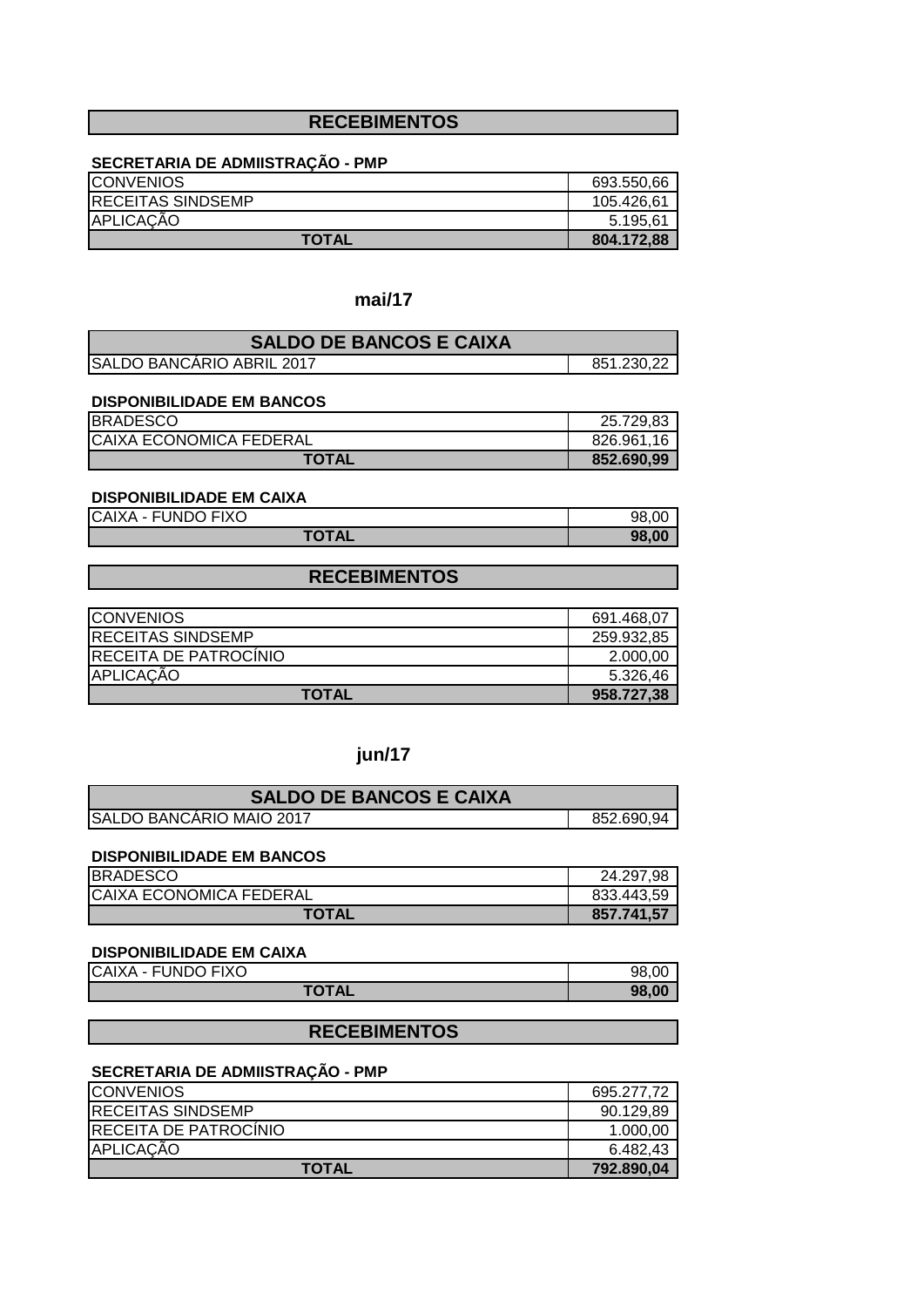## RECEBIMENTOS

**SECRETARIA DE ADMIISTRAÇÃO - PMP**

| | |
|---|---|
| CONVENIOS | 693.550,66 |
| RECEITAS SINDSEMP | 105.426,61 |
| APLICAÇÃO | 5.195,61 |
| **TOTAL** | **804.172,88** |

# mai/17

## SALDO DE BANCOS E CAIXA

| | |
|---|---|
| SALDO BANCÁRIO ABRIL 2017 | 851.230,22 |

**DISPONIBILIDADE EM BANCOS**

| | |
|---|---|
| BRADESCO | 25.729,83 |
| CAIXA ECONOMICA FEDERAL | 826.961,16 |
| **TOTAL** | **852.690,99** |

**DISPONIBILIDADE EM CAIXA**

| | |
|---|---|
| CAIXA - FUNDO FIXO | 98,00 |
| **TOTAL** | **98,00** |

## RECEBIMENTOS

| | |
|---|---|
| CONVENIOS | 691.468,07 |
| RECEITAS SINDSEMP | 259.932,85 |
| RECEITA DE PATROCÍNIO | 2.000,00 |
| APLICAÇÃO | 5.326,46 |
| **TOTAL** | **958.727,38** |

# jun/17

## SALDO DE BANCOS E CAIXA

| | |
|---|---|
| SALDO BANCÁRIO MAIO 2017 | 852.690,94 |

**DISPONIBILIDADE EM BANCOS**

| | |
|---|---|
| BRADESCO | 24.297,98 |
| CAIXA ECONOMICA FEDERAL | 833.443,59 |
| **TOTAL** | **857.741,57** |

**DISPONIBILIDADE EM CAIXA**

| | |
|---|---|
| CAIXA - FUNDO FIXO | 98,00 |
| **TOTAL** | **98,00** |

## RECEBIMENTOS

**SECRETARIA DE ADMIISTRAÇÃO - PMP**

| | |
|---|---|
| CONVENIOS | 695.277,72 |
| RECEITAS SINDSEMP | 90.129,89 |
| RECEITA DE PATROCÍNIO | 1.000,00 |
| APLICAÇÃO | 6.482,43 |
| **TOTAL** | **792.890,04** |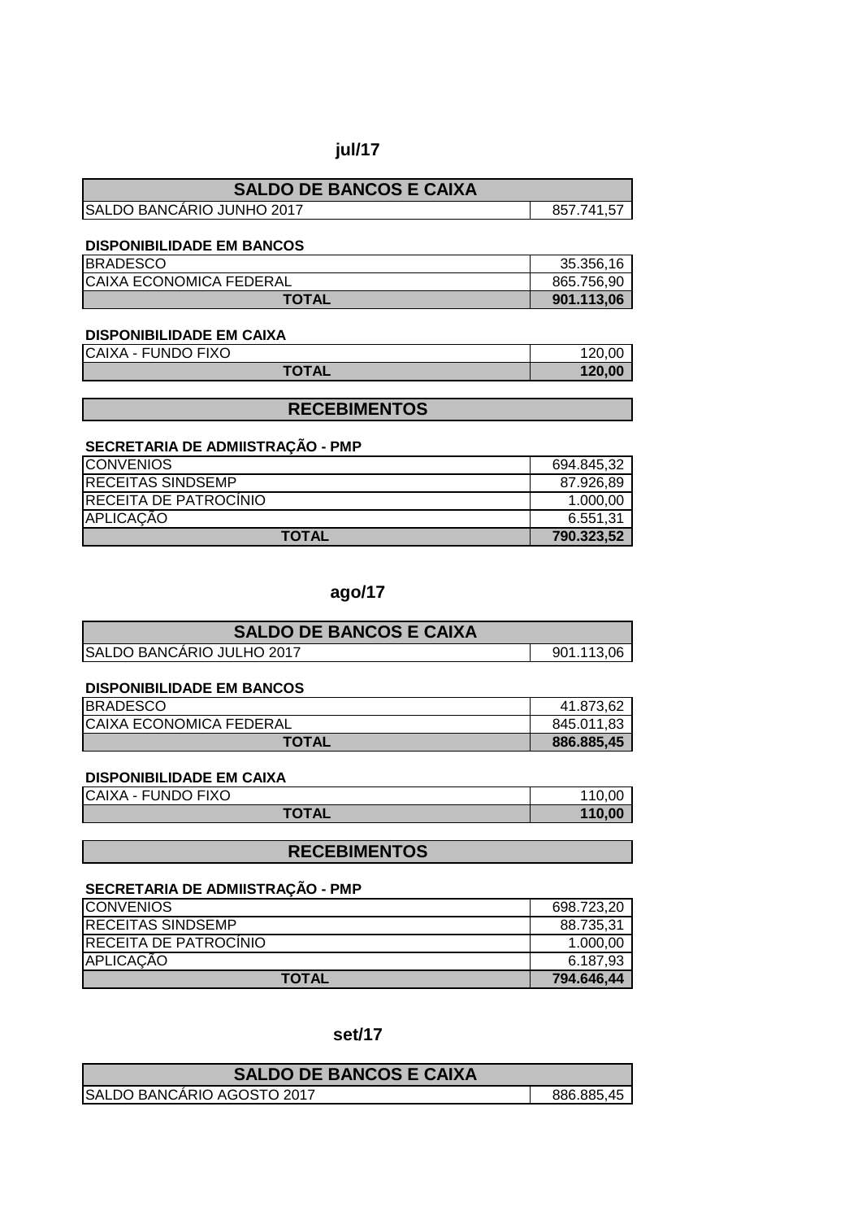## jul/17

| SALDO DE BANCOS E CAIXA | |
|---|---|
| SALDO BANCÁRIO JUNHO 2017 | 857.741,57 |

**DISPONIBILIDADE EM BANCOS**

| | |
|---|---|
| BRADESCO | 35.356,16 |
| CAIXA ECONOMICA FEDERAL | 865.756,90 |
| **TOTAL** | **901.113,06** |

**DISPONIBILIDADE EM CAIXA**

| | |
|---|---|
| CAIXA - FUNDO FIXO | 120,00 |
| **TOTAL** | **120,00** |

### RECEBIMENTOS

**SECRETARIA DE ADMIISTRAÇÃO - PMP**

| | |
|---|---|
| CONVENIOS | 694.845,32 |
| RECEITAS SINDSEMP | 87.926,89 |
| RECEITA DE PATROCÍNIO | 1.000,00 |
| APLICAÇÃO | 6.551,31 |
| **TOTAL** | **790.323,52** |

## ago/17

| SALDO DE BANCOS E CAIXA | |
|---|---|
| SALDO BANCÁRIO JULHO 2017 | 901.113,06 |

**DISPONIBILIDADE EM BANCOS**

| | |
|---|---|
| BRADESCO | 41.873,62 |
| CAIXA ECONOMICA FEDERAL | 845.011,83 |
| **TOTAL** | **886.885,45** |

**DISPONIBILIDADE EM CAIXA**

| | |
|---|---|
| CAIXA - FUNDO FIXO | 110,00 |
| **TOTAL** | **110,00** |

### RECEBIMENTOS

**SECRETARIA DE ADMIISTRAÇÃO - PMP**

| | |
|---|---|
| CONVENIOS | 698.723,20 |
| RECEITAS SINDSEMP | 88.735,31 |
| RECEITA DE PATROCÍNIO | 1.000,00 |
| APLICAÇÃO | 6.187,93 |
| **TOTAL** | **794.646,44** |

## set/17

| SALDO DE BANCOS E CAIXA | |
|---|---|
| SALDO BANCÁRIO AGOSTO 2017 | 886.885,45 |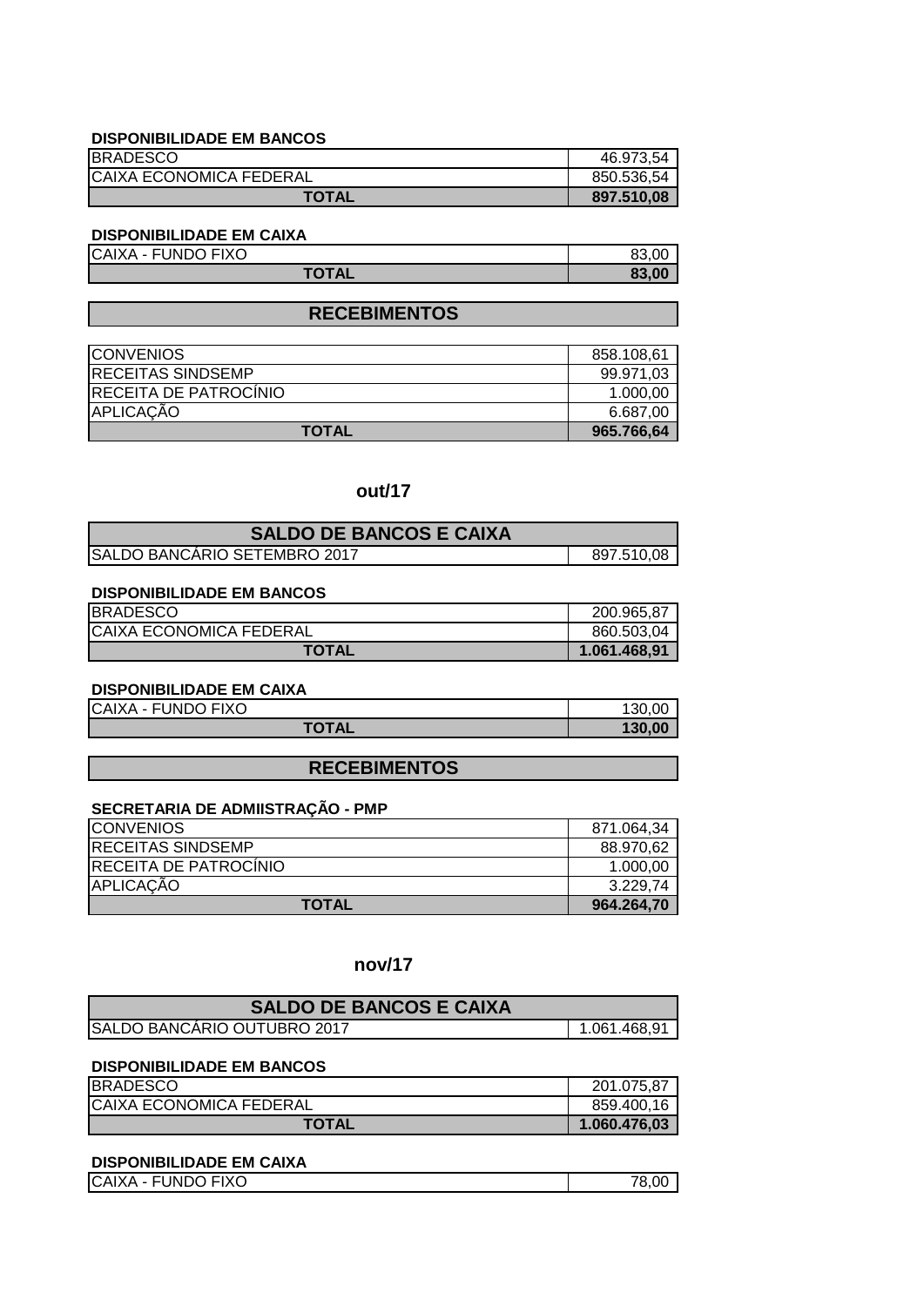**DISPONIBILIDADE EM BANCOS**

| | |
|---|---|
| BRADESCO | 46.973,54 |
| CAIXA ECONOMICA FEDERAL | 850.536,54 |
| **TOTAL** | **897.510,08** |

**DISPONIBILIDADE EM CAIXA**

| | |
|---|---|
| CAIXA - FUNDO FIXO | 83,00 |
| **TOTAL** | **83,00** |

## RECEBIMENTOS

| | |
|---|---|
| CONVENIOS | 858.108,61 |
| RECEITAS SINDSEMP | 99.971,03 |
| RECEITA DE PATROCÍNIO | 1.000,00 |
| APLICAÇÃO | 6.687,00 |
| **TOTAL** | **965.766,64** |

## out/17

| SALDO DE BANCOS E CAIXA | |
|---|---|
| SALDO BANCÁRIO SETEMBRO 2017 | 897.510,08 |

**DISPONIBILIDADE EM BANCOS**

| | |
|---|---|
| BRADESCO | 200.965,87 |
| CAIXA ECONOMICA FEDERAL | 860.503,04 |
| **TOTAL** | **1.061.468,91** |

**DISPONIBILIDADE EM CAIXA**

| | |
|---|---|
| CAIXA - FUNDO FIXO | 130,00 |
| **TOTAL** | **130,00** |

## RECEBIMENTOS

**SECRETARIA DE ADMIISTRAÇÃO - PMP**

| | |
|---|---|
| CONVENIOS | 871.064,34 |
| RECEITAS SINDSEMP | 88.970,62 |
| RECEITA DE PATROCÍNIO | 1.000,00 |
| APLICAÇÃO | 3.229,74 |
| **TOTAL** | **964.264,70** |

## nov/17

| SALDO DE BANCOS E CAIXA | |
|---|---|
| SALDO BANCÁRIO OUTUBRO 2017 | 1.061.468,91 |

**DISPONIBILIDADE EM BANCOS**

| | |
|---|---|
| BRADESCO | 201.075,87 |
| CAIXA ECONOMICA FEDERAL | 859.400,16 |
| **TOTAL** | **1.060.476,03** |

**DISPONIBILIDADE EM CAIXA**

| | |
|---|---|
| CAIXA - FUNDO FIXO | 78,00 |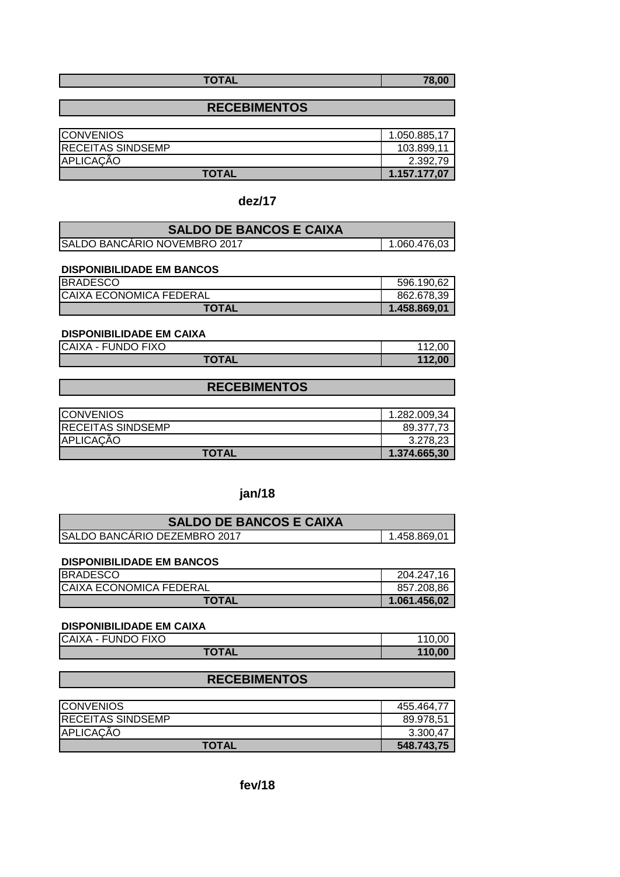| | |
|---|---|
| **TOTAL** | **78,00** |

## RECEBIMENTOS

| | |
|---|---|
| CONVENIOS | 1.050.885,17 |
| RECEITAS SINDSEMP | 103.899,11 |
| APLICAÇÃO | 2.392,79 |
| **TOTAL** | **1.157.177,07** |

## dez/17

| **SALDO DE BANCOS E CAIXA** | |
|---|---|
| SALDO BANCÁRIO NOVEMBRO 2017 | 1.060.476,03 |

**DISPONIBILIDADE EM BANCOS**

| | |
|---|---|
| BRADESCO | 596.190,62 |
| CAIXA ECONOMICA FEDERAL | 862.678,39 |
| **TOTAL** | **1.458.869,01** |

**DISPONIBILIDADE EM CAIXA**

| | |
|---|---|
| CAIXA - FUNDO FIXO | 112,00 |
| **TOTAL** | **112,00** |

## RECEBIMENTOS

| | |
|---|---|
| CONVENIOS | 1.282.009,34 |
| RECEITAS SINDSEMP | 89.377,73 |
| APLICAÇÃO | 3.278,23 |
| **TOTAL** | **1.374.665,30** |

## jan/18

| **SALDO DE BANCOS E CAIXA** | |
|---|---|
| SALDO BANCÁRIO DEZEMBRO 2017 | 1.458.869,01 |

**DISPONIBILIDADE EM BANCOS**

| | |
|---|---|
| BRADESCO | 204.247,16 |
| CAIXA ECONOMICA FEDERAL | 857.208,86 |
| **TOTAL** | **1.061.456,02** |

**DISPONIBILIDADE EM CAIXA**

| | |
|---|---|
| CAIXA - FUNDO FIXO | 110,00 |
| **TOTAL** | **110,00** |

## RECEBIMENTOS

| | |
|---|---|
| CONVENIOS | 455.464,77 |
| RECEITAS SINDSEMP | 89.978,51 |
| APLICAÇÃO | 3.300,47 |
| **TOTAL** | **548.743,75** |

## fev/18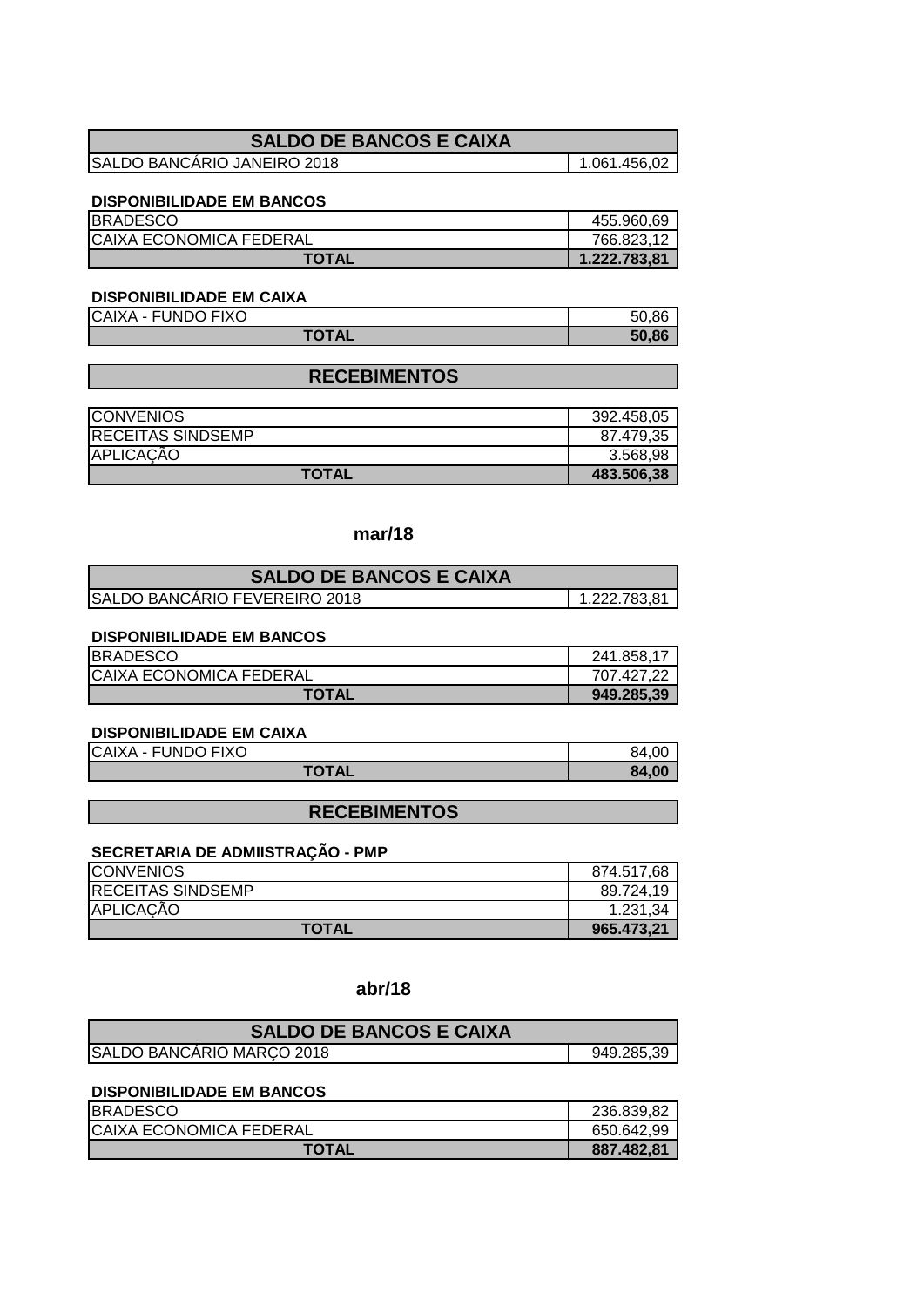| SALDO DE BANCOS E CAIXA | |
|---|---|
| SALDO BANCÁRIO JANEIRO 2018 | 1.061.456,02 |

**DISPONIBILIDADE EM BANCOS**

| | |
|---|---|
| BRADESCO | 455.960,69 |
| CAIXA ECONOMICA FEDERAL | 766.823,12 |
| **TOTAL** | **1.222.783,81** |

**DISPONIBILIDADE EM CAIXA**

| | |
|---|---|
| CAIXA - FUNDO FIXO | 50,86 |
| **TOTAL** | **50,86** |

| RECEBIMENTOS | |
|---|---|
| CONVENIOS | 392.458,05 |
| RECEITAS SINDSEMP | 87.479,35 |
| APLICAÇÃO | 3.568,98 |
| **TOTAL** | **483.506,38** |

## mar/18

| SALDO DE BANCOS E CAIXA | |
|---|---|
| SALDO BANCÁRIO FEVEREIRO 2018 | 1.222.783,81 |

**DISPONIBILIDADE EM BANCOS**

| | |
|---|---|
| BRADESCO | 241.858,17 |
| CAIXA ECONOMICA FEDERAL | 707.427,22 |
| **TOTAL** | **949.285,39** |

**DISPONIBILIDADE EM CAIXA**

| | |
|---|---|
| CAIXA - FUNDO FIXO | 84,00 |
| **TOTAL** | **84,00** |

**RECEBIMENTOS**

**SECRETARIA DE ADMIISTRAÇÃO - PMP**

| | |
|---|---|
| CONVENIOS | 874.517,68 |
| RECEITAS SINDSEMP | 89.724,19 |
| APLICAÇÃO | 1.231,34 |
| **TOTAL** | **965.473,21** |

## abr/18

| SALDO DE BANCOS E CAIXA | |
|---|---|
| SALDO BANCÁRIO MARÇO 2018 | 949.285,39 |

**DISPONIBILIDADE EM BANCOS**

| | |
|---|---|
| BRADESCO | 236.839,82 |
| CAIXA ECONOMICA FEDERAL | 650.642,99 |
| **TOTAL** | **887.482,81** |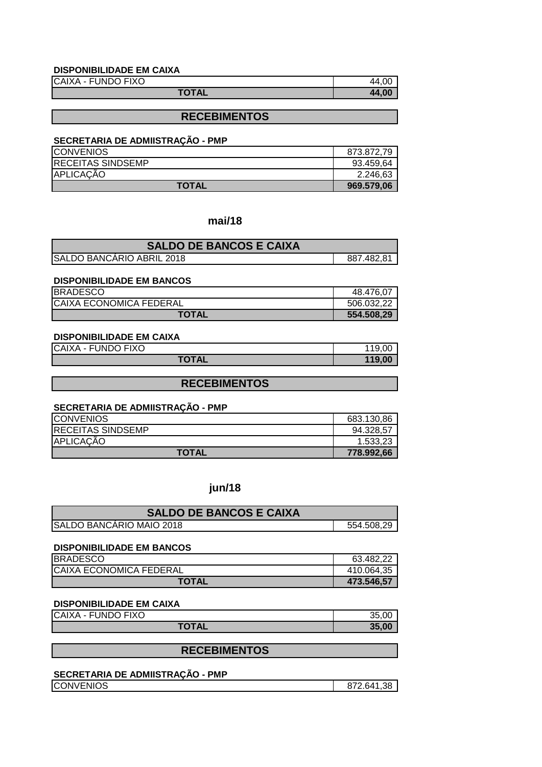**DISPONIBILIDADE EM CAIXA**

| | |
|---|---:|
| CAIXA - FUNDO FIXO | 44,00 |
| **TOTAL** | **44,00** |

## RECEBIMENTOS

**SECRETARIA DE ADMIISTRAÇÃO - PMP**

| | |
|---|---:|
| CONVENIOS | 873.872,79 |
| RECEITAS SINDSEMP | 93.459,64 |
| APLICAÇÃO | 2.246,63 |
| **TOTAL** | **969.579,06** |

## mai/18

| SALDO DE BANCOS E CAIXA | |
|---|---:|
| SALDO BANCÁRIO ABRIL 2018 | 887.482,81 |

**DISPONIBILIDADE EM BANCOS**

| | |
|---|---:|
| BRADESCO | 48.476,07 |
| CAIXA ECONOMICA FEDERAL | 506.032,22 |
| **TOTAL** | **554.508,29** |

**DISPONIBILIDADE EM CAIXA**

| | |
|---|---:|
| CAIXA - FUNDO FIXO | 119,00 |
| **TOTAL** | **119,00** |

## RECEBIMENTOS

**SECRETARIA DE ADMIISTRAÇÃO - PMP**

| | |
|---|---:|
| CONVENIOS | 683.130,86 |
| RECEITAS SINDSEMP | 94.328,57 |
| APLICAÇÃO | 1.533,23 |
| **TOTAL** | **778.992,66** |

## jun/18

| SALDO DE BANCOS E CAIXA | |
|---|---:|
| SALDO BANCÁRIO MAIO 2018 | 554.508,29 |

**DISPONIBILIDADE EM BANCOS**

| | |
|---|---:|
| BRADESCO | 63.482,22 |
| CAIXA ECONOMICA FEDERAL | 410.064,35 |
| **TOTAL** | **473.546,57** |

**DISPONIBILIDADE EM CAIXA**

| | |
|---|---:|
| CAIXA - FUNDO FIXO | 35,00 |
| **TOTAL** | **35,00** |

## RECEBIMENTOS

**SECRETARIA DE ADMIISTRAÇÃO - PMP**

| | |
|---|---:|
| CONVENIOS | 872.641,38 |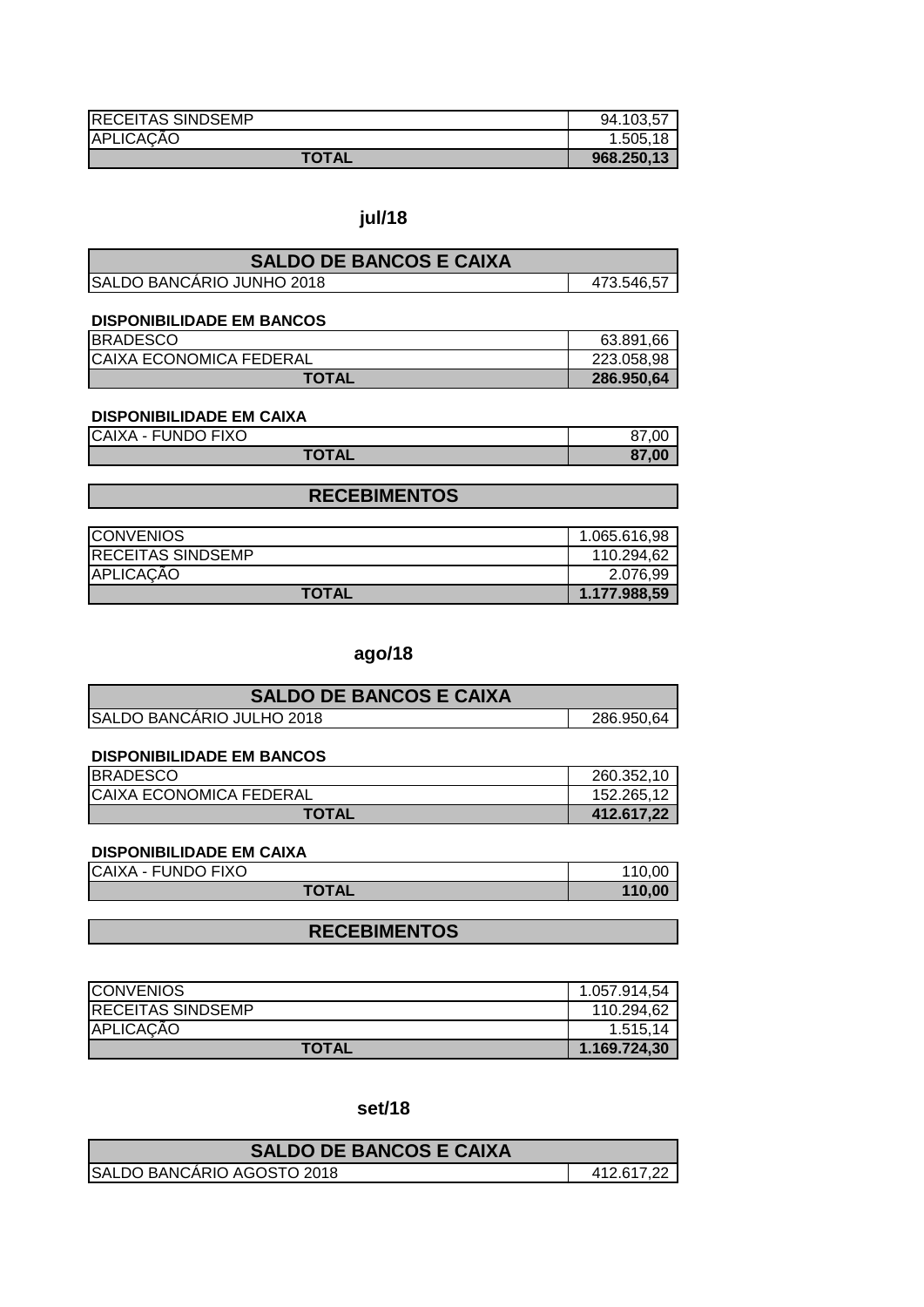| | |
|---|---|
| RECEITAS SINDSEMP | 94.103,57 |
| APLICAÇÃO | 1.505,18 |
| **TOTAL** | **968.250,13** |

## jul/18

| SALDO DE BANCOS E CAIXA | |
|---|---|
| SALDO BANCÁRIO JUNHO 2018 | 473.546,57 |

**DISPONIBILIDADE EM BANCOS**

| | |
|---|---|
| BRADESCO | 63.891,66 |
| CAIXA ECONOMICA FEDERAL | 223.058,98 |
| **TOTAL** | **286.950,64** |

**DISPONIBILIDADE EM CAIXA**

| | |
|---|---|
| CAIXA - FUNDO FIXO | 87,00 |
| **TOTAL** | **87,00** |

**RECEBIMENTOS**

| | |
|---|---|
| CONVENIOS | 1.065.616,98 |
| RECEITAS SINDSEMP | 110.294,62 |
| APLICAÇÃO | 2.076,99 |
| **TOTAL** | **1.177.988,59** |

## ago/18

| SALDO DE BANCOS E CAIXA | |
|---|---|
| SALDO BANCÁRIO JULHO 2018 | 286.950,64 |

**DISPONIBILIDADE EM BANCOS**

| | |
|---|---|
| BRADESCO | 260.352,10 |
| CAIXA ECONOMICA FEDERAL | 152.265,12 |
| **TOTAL** | **412.617,22** |

**DISPONIBILIDADE EM CAIXA**

| | |
|---|---|
| CAIXA - FUNDO FIXO | 110,00 |
| **TOTAL** | **110,00** |

**RECEBIMENTOS**

| | |
|---|---|
| CONVENIOS | 1.057.914,54 |
| RECEITAS SINDSEMP | 110.294,62 |
| APLICAÇÃO | 1.515,14 |
| **TOTAL** | **1.169.724,30** |

## set/18

| SALDO DE BANCOS E CAIXA | |
|---|---|
| SALDO BANCÁRIO AGOSTO 2018 | 412.617,22 |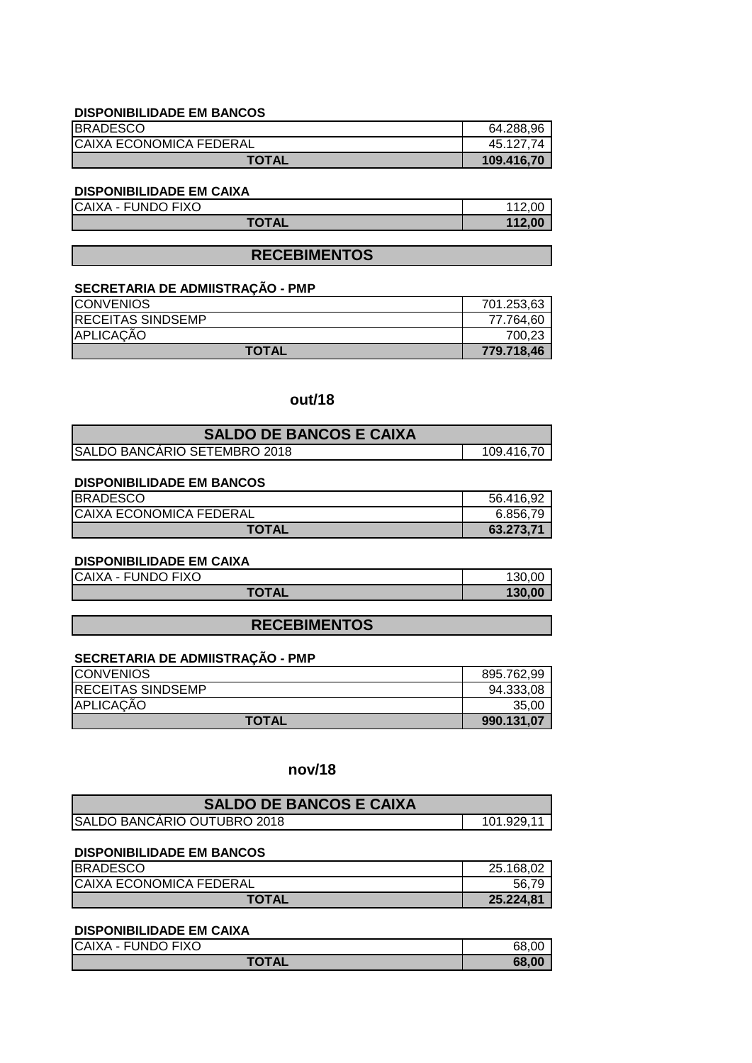**DISPONIBILIDADE EM BANCOS**

| | |
|---|---|
| BRADESCO | 64.288,96 |
| CAIXA ECONOMICA FEDERAL | 45.127,74 |
| **TOTAL** | **109.416,70** |

**DISPONIBILIDADE EM CAIXA**

| | |
|---|---|
| CAIXA - FUNDO FIXO | 112,00 |
| **TOTAL** | **112,00** |

## RECEBIMENTOS

**SECRETARIA DE ADMIISTRAÇÃO - PMP**

| | |
|---|---|
| CONVENIOS | 701.253,63 |
| RECEITAS SINDSEMP | 77.764,60 |
| APLICAÇÃO | 700,23 |
| **TOTAL** | **779.718,46** |

## out/18

| SALDO DE BANCOS E CAIXA | |
|---|---|
| SALDO BANCÁRIO SETEMBRO 2018 | 109.416,70 |

**DISPONIBILIDADE EM BANCOS**

| | |
|---|---|
| BRADESCO | 56.416,92 |
| CAIXA ECONOMICA FEDERAL | 6.856,79 |
| **TOTAL** | **63.273,71** |

**DISPONIBILIDADE EM CAIXA**

| | |
|---|---|
| CAIXA - FUNDO FIXO | 130,00 |
| **TOTAL** | **130,00** |

## RECEBIMENTOS

**SECRETARIA DE ADMIISTRAÇÃO - PMP**

| | |
|---|---|
| CONVENIOS | 895.762,99 |
| RECEITAS SINDSEMP | 94.333,08 |
| APLICAÇÃO | 35,00 |
| **TOTAL** | **990.131,07** |

## nov/18

| SALDO DE BANCOS E CAIXA | |
|---|---|
| SALDO BANCÁRIO OUTUBRO 2018 | 101.929,11 |

**DISPONIBILIDADE EM BANCOS**

| | |
|---|---|
| BRADESCO | 25.168,02 |
| CAIXA ECONOMICA FEDERAL | 56,79 |
| **TOTAL** | **25.224,81** |

**DISPONIBILIDADE EM CAIXA**

| | |
|---|---|
| CAIXA - FUNDO FIXO | 68,00 |
| **TOTAL** | **68,00** |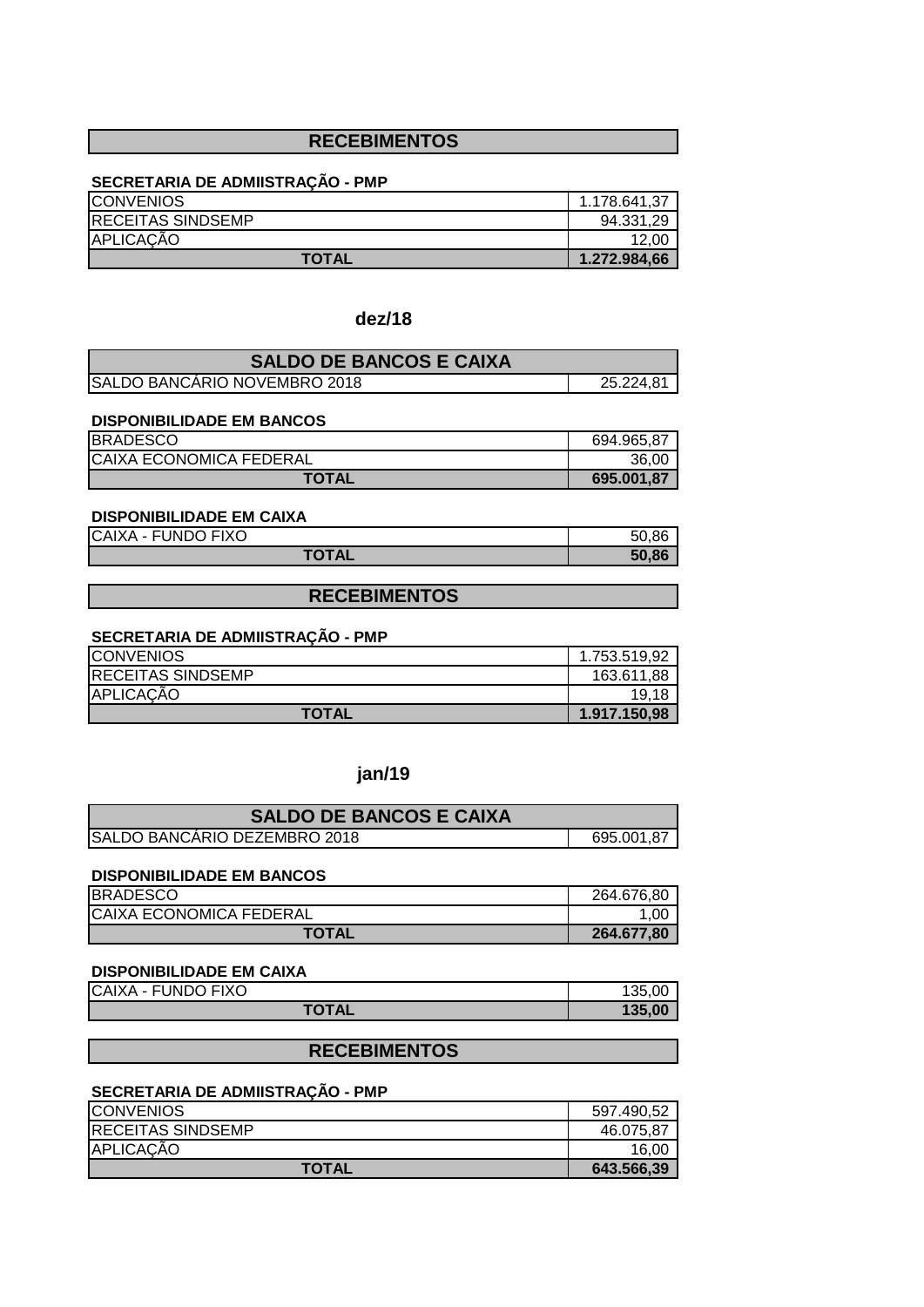## RECEBIMENTOS

**SECRETARIA DE ADMIISTRAÇÃO - PMP**

| | |
|---|---|
| CONVENIOS | 1.178.641,37 |
| RECEITAS SINDSEMP | 94.331,29 |
| APLICAÇÃO | 12,00 |
| **TOTAL** | **1.272.984,66** |

# dez/18

## SALDO DE BANCOS E CAIXA

| | |
|---|---|
| SALDO BANCÁRIO NOVEMBRO 2018 | 25.224,81 |

**DISPONIBILIDADE EM BANCOS**

| | |
|---|---|
| BRADESCO | 694.965,87 |
| CAIXA ECONOMICA FEDERAL | 36,00 |
| **TOTAL** | **695.001,87** |

**DISPONIBILIDADE EM CAIXA**

| | |
|---|---|
| CAIXA - FUNDO FIXO | 50,86 |
| **TOTAL** | **50,86** |

## RECEBIMENTOS

**SECRETARIA DE ADMIISTRAÇÃO - PMP**

| | |
|---|---|
| CONVENIOS | 1.753.519,92 |
| RECEITAS SINDSEMP | 163.611,88 |
| APLICAÇÃO | 19,18 |
| **TOTAL** | **1.917.150,98** |

# jan/19

## SALDO DE BANCOS E CAIXA

| | |
|---|---|
| SALDO BANCÁRIO DEZEMBRO 2018 | 695.001,87 |

**DISPONIBILIDADE EM BANCOS**

| | |
|---|---|
| BRADESCO | 264.676,80 |
| CAIXA ECONOMICA FEDERAL | 1,00 |
| **TOTAL** | **264.677,80** |

**DISPONIBILIDADE EM CAIXA**

| | |
|---|---|
| CAIXA - FUNDO FIXO | 135,00 |
| **TOTAL** | **135,00** |

## RECEBIMENTOS

**SECRETARIA DE ADMIISTRAÇÃO - PMP**

| | |
|---|---|
| CONVENIOS | 597.490,52 |
| RECEITAS SINDSEMP | 46.075,87 |
| APLICAÇÃO | 16,00 |
| **TOTAL** | **643.566,39** |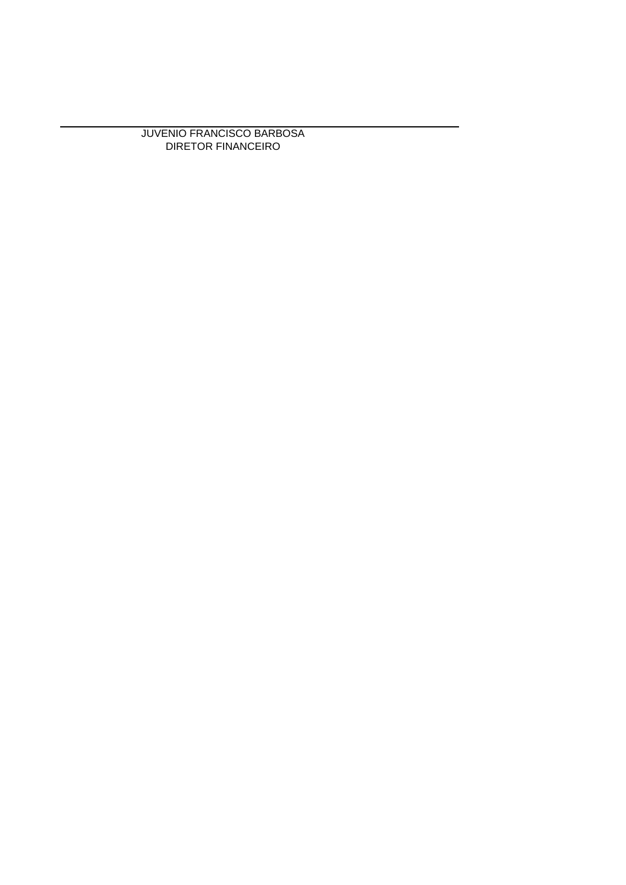JUVENIO FRANCISCO BARBOSA
DIRETOR FINANCEIRO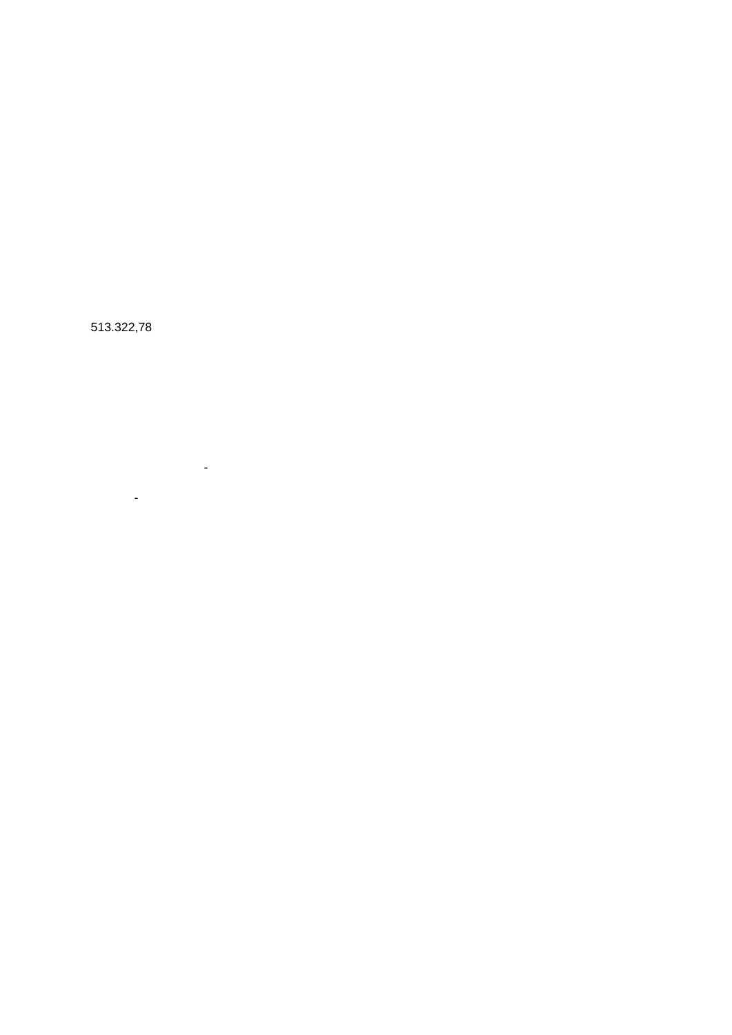513.322,78

-

-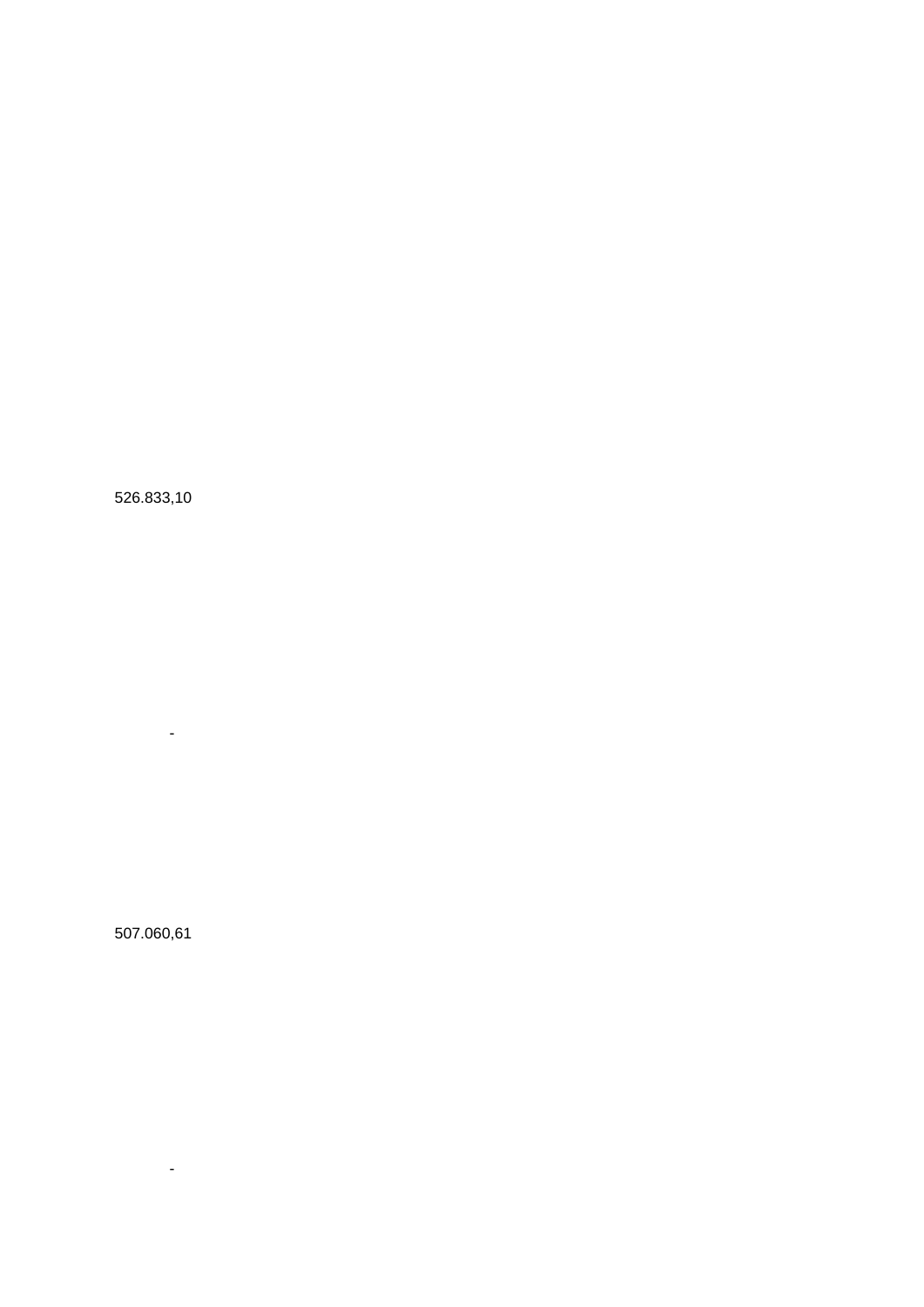526.833,10

-

507.060,61

-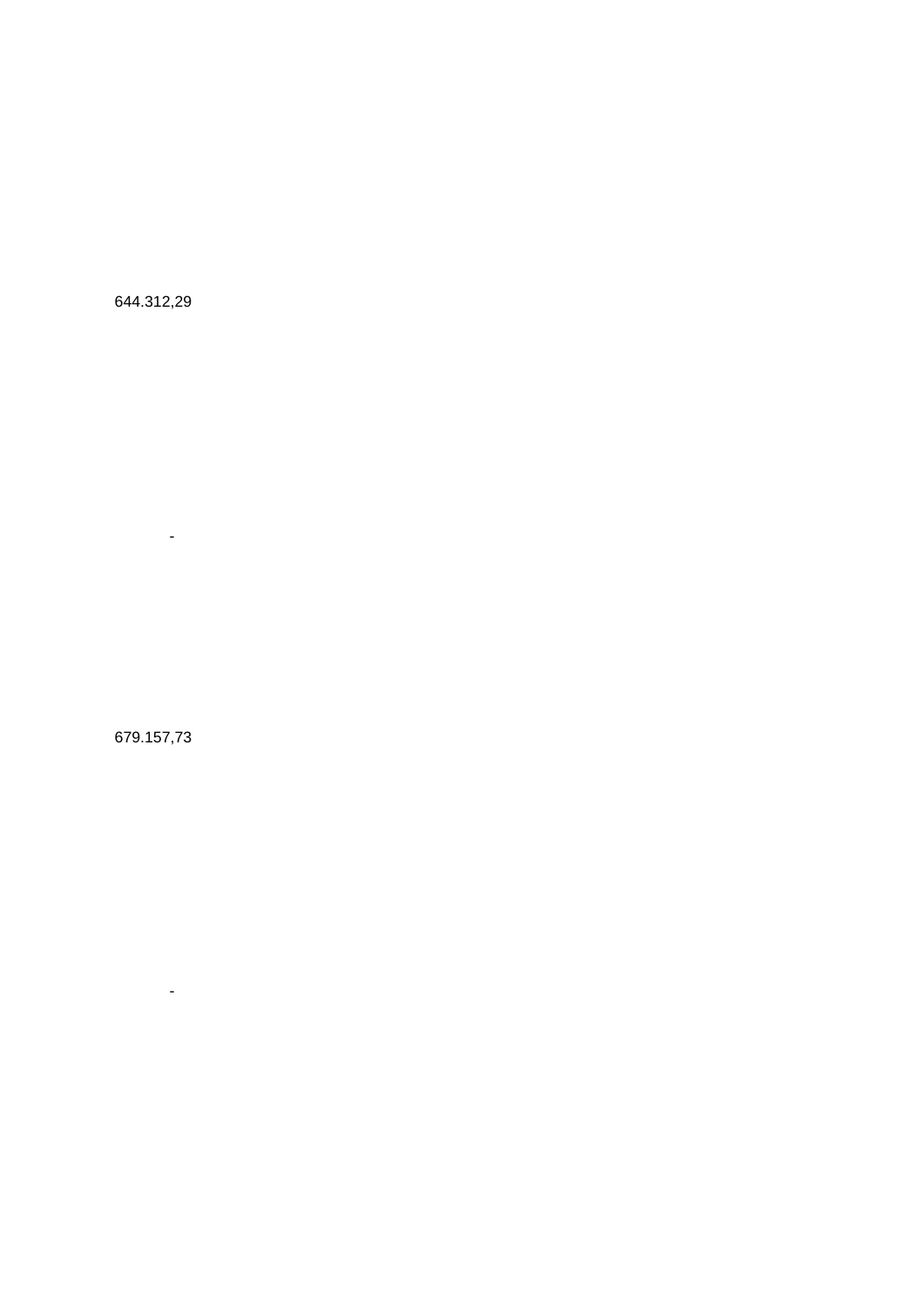644.312,29

-

679.157,73

-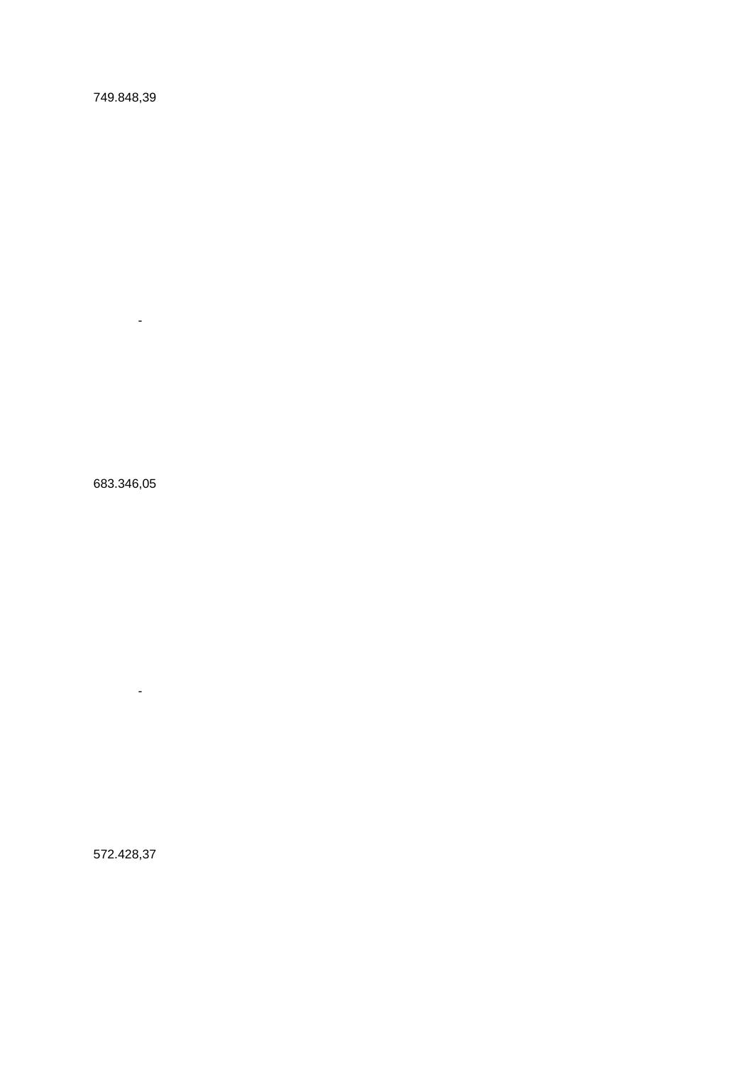749.848,39

-

683.346,05

-

572.428,37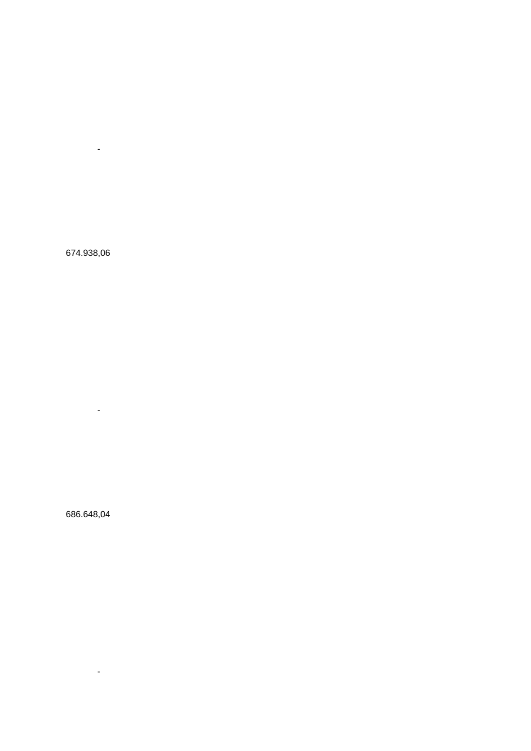-

674.938,06

-

686.648,04

-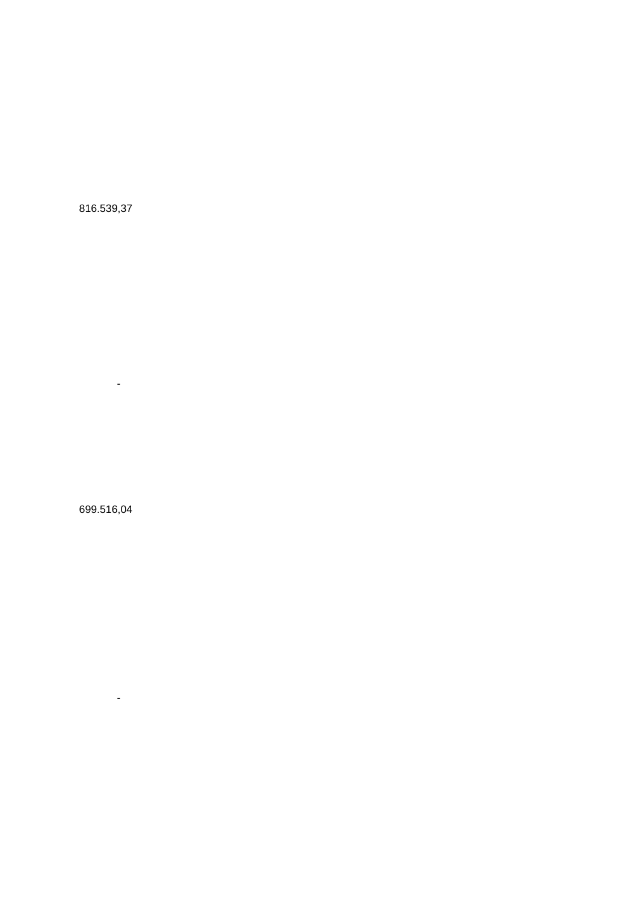816.539,37

-

699.516,04

-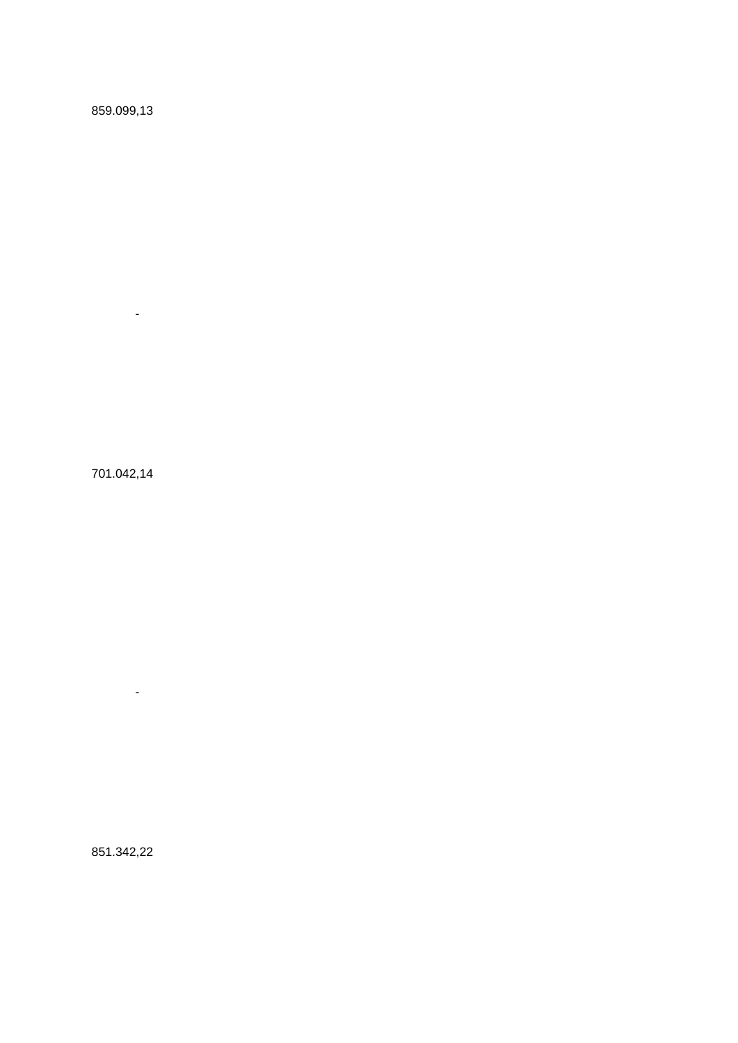859.099,13

-

701.042,14

-

851.342,22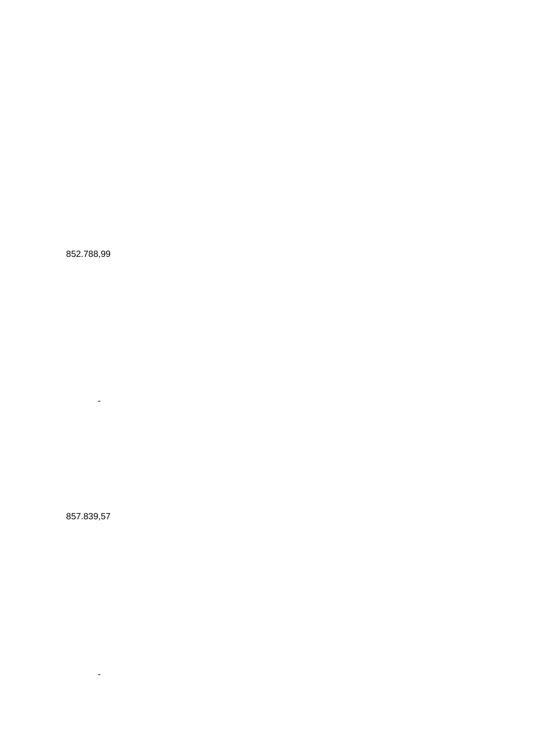852.788,99

-

857.839,57

-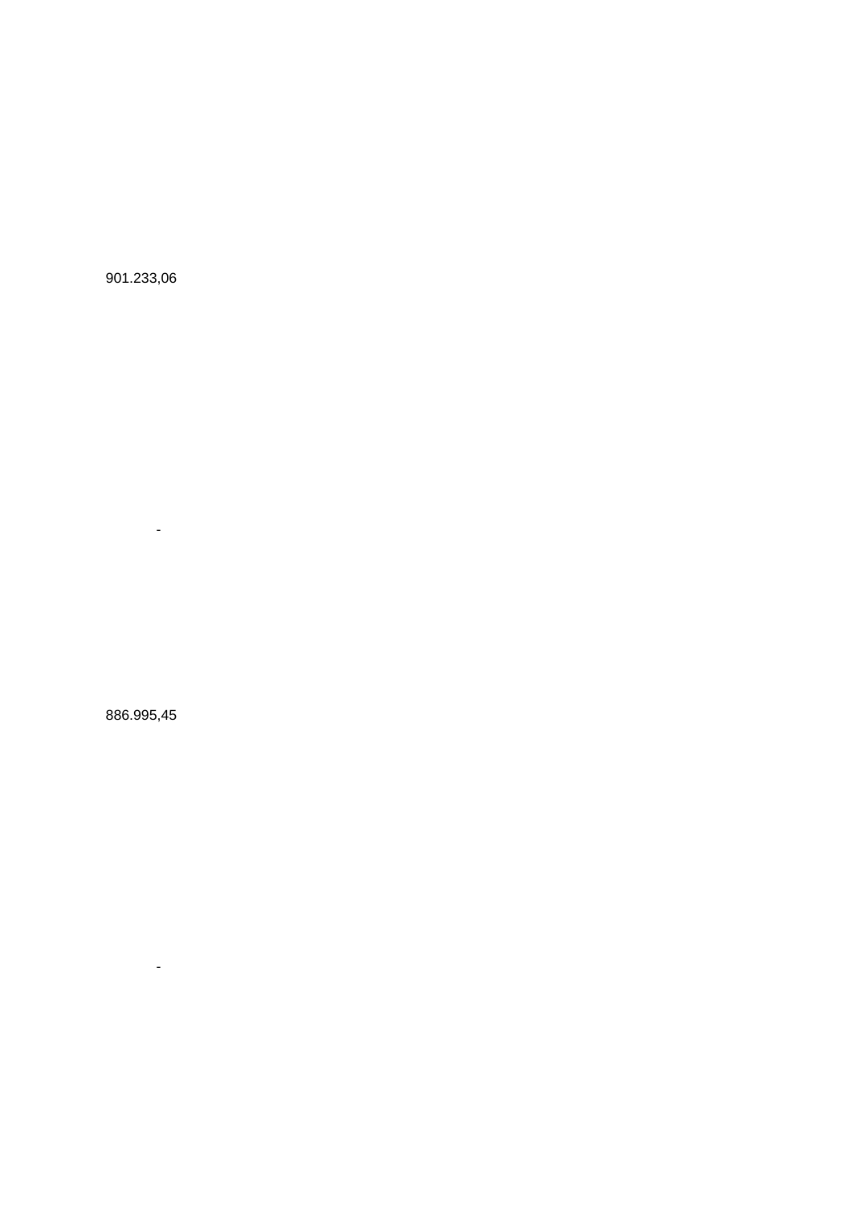901.233,06

-

886.995,45

-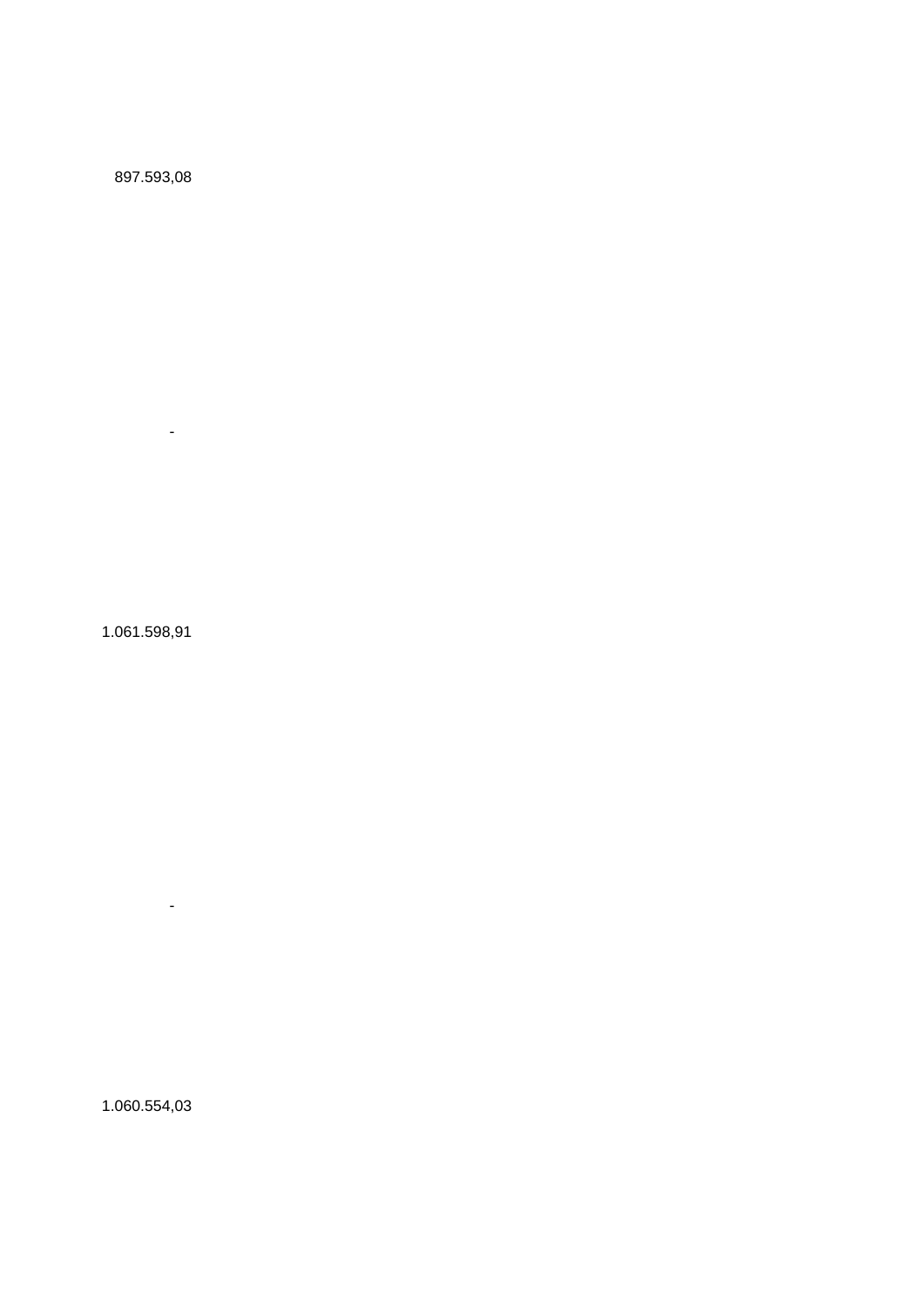897.593,08

-

1.061.598,91

-

1.060.554,03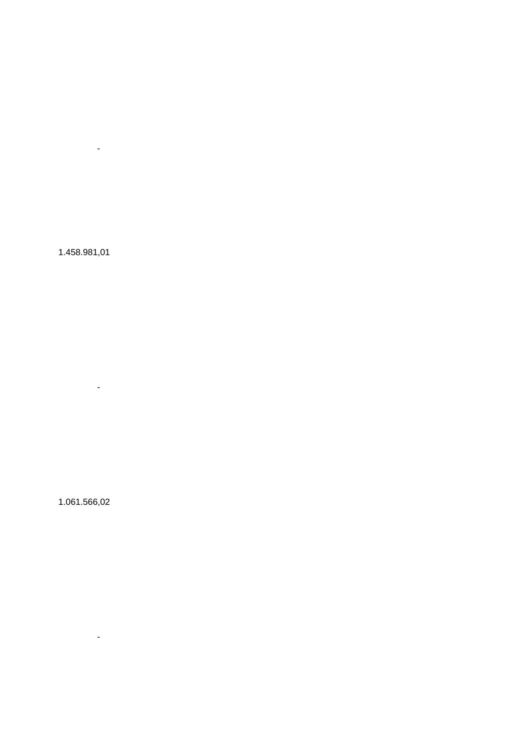-

1.458.981,01

-

1.061.566,02

-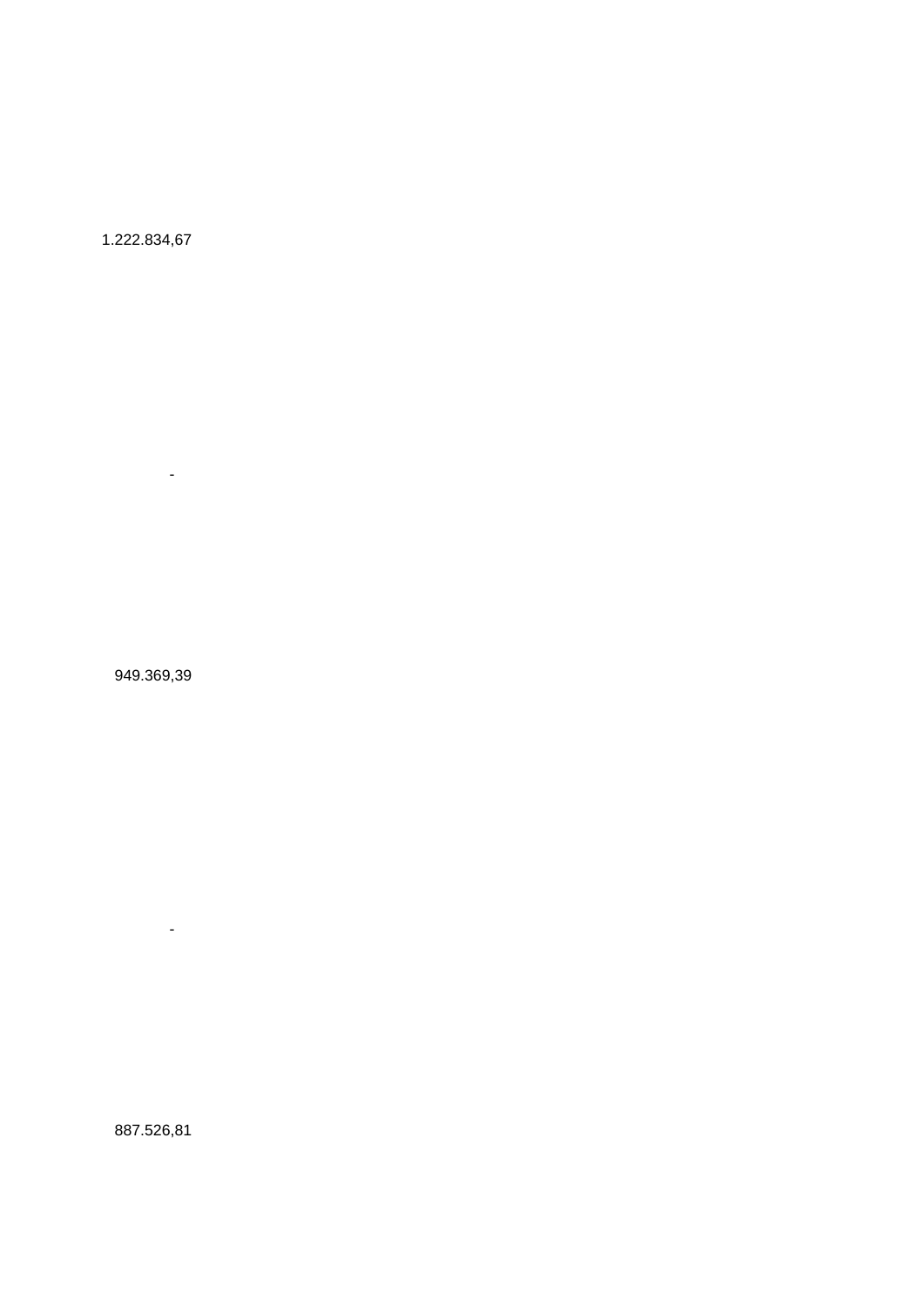1.222.834,67

-

949.369,39

-

887.526,81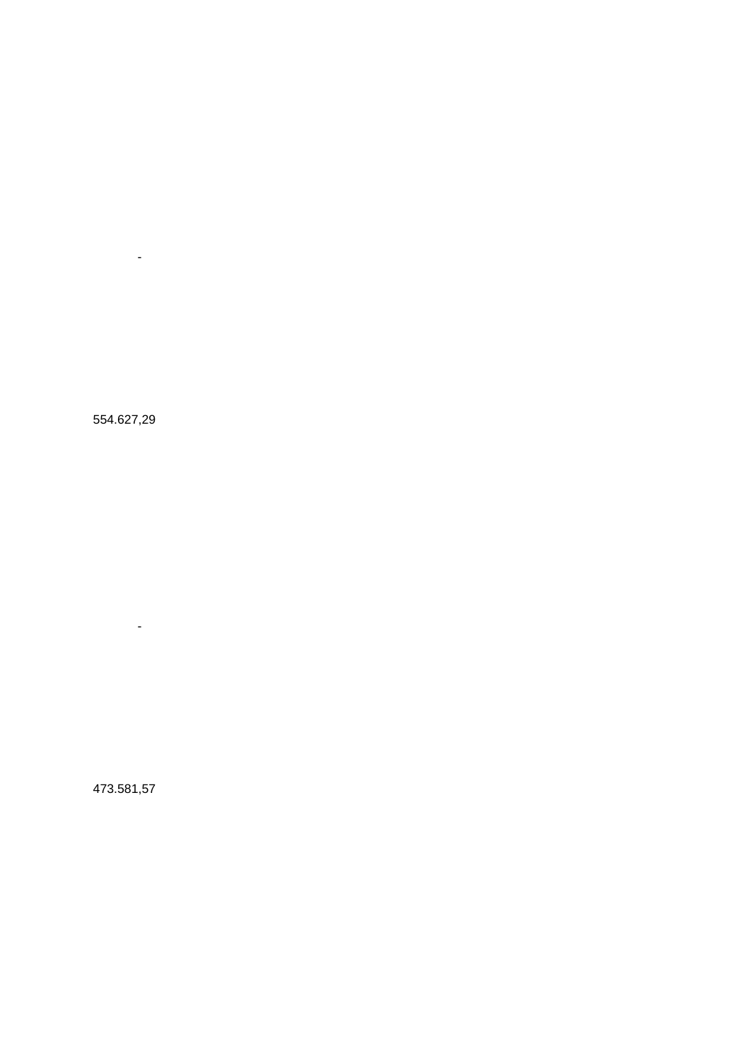-

554.627,29

-

473.581,57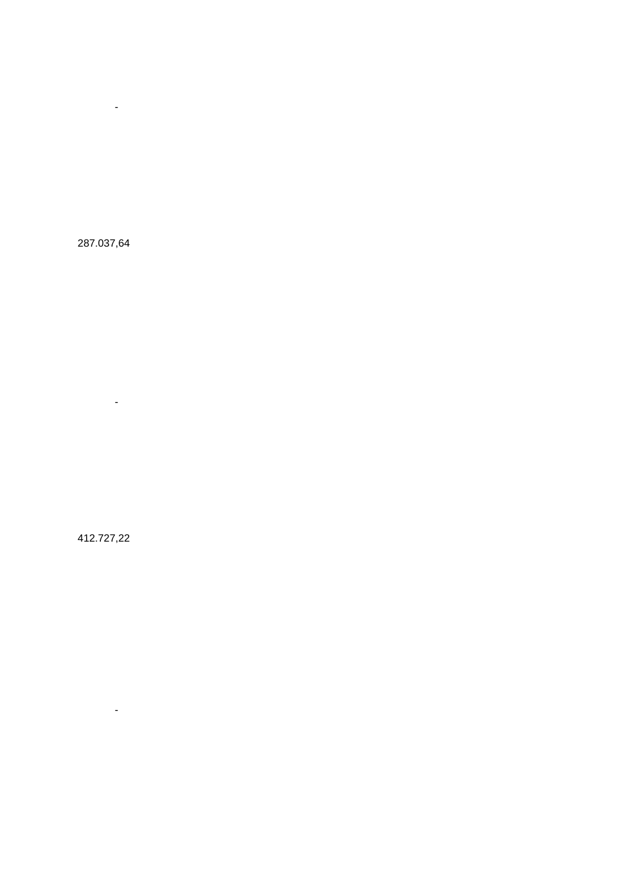-

287.037,64

-

412.727,22

-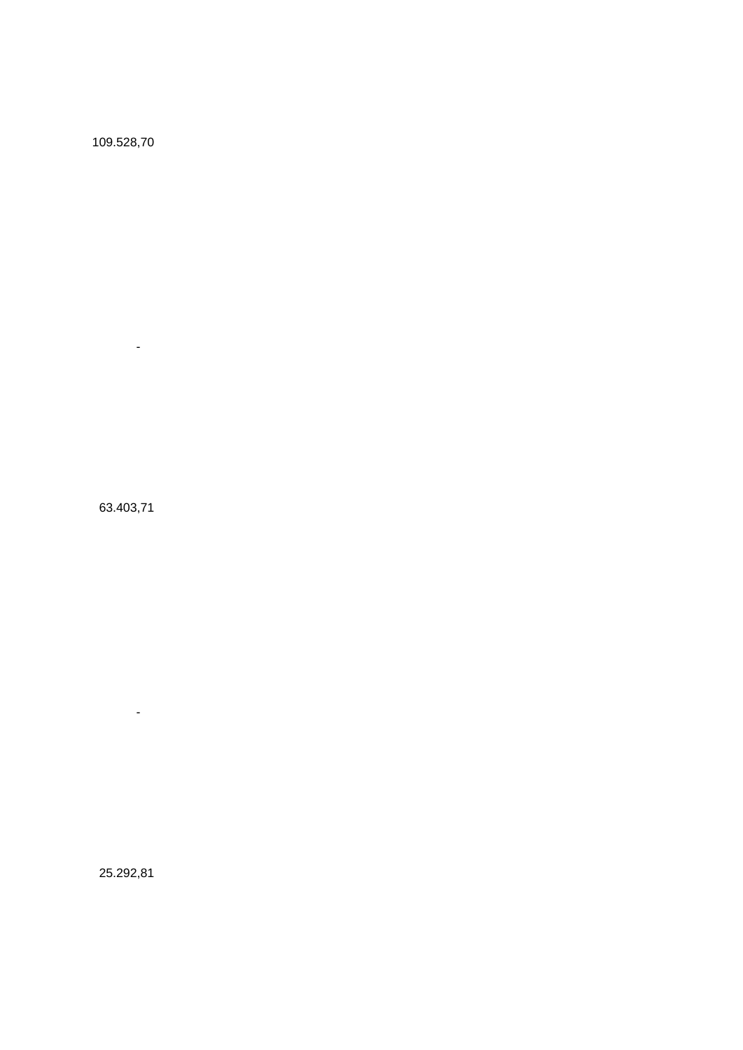109.528,70

-

63.403,71

-

25.292,81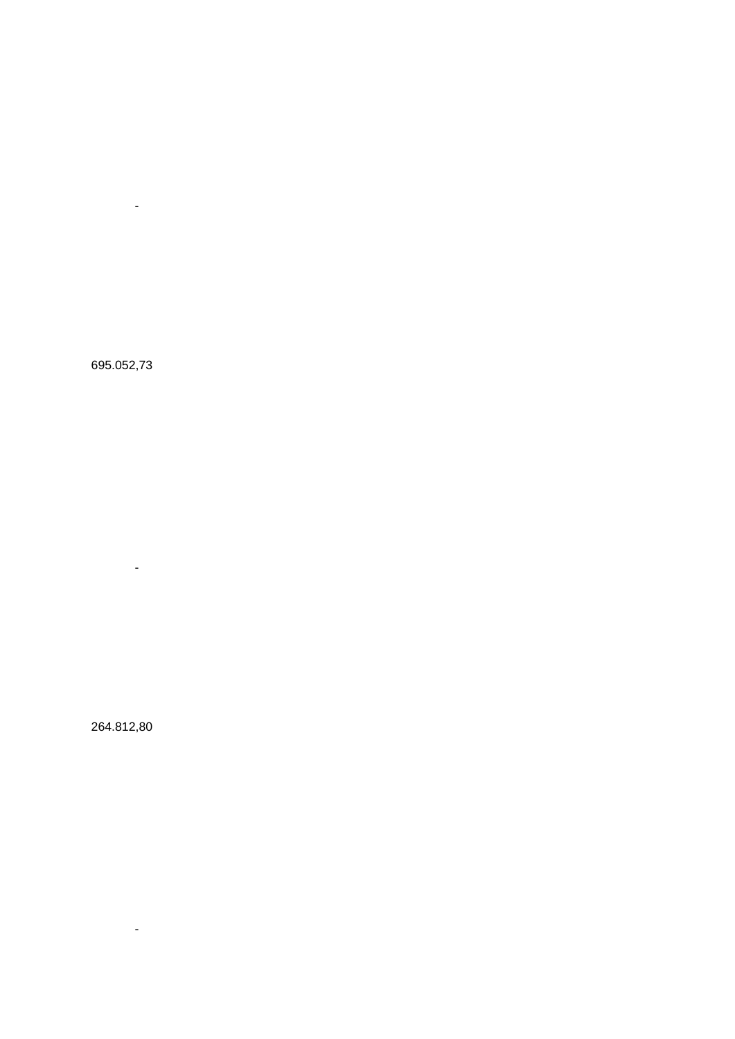-

695.052,73

-

264.812,80

-